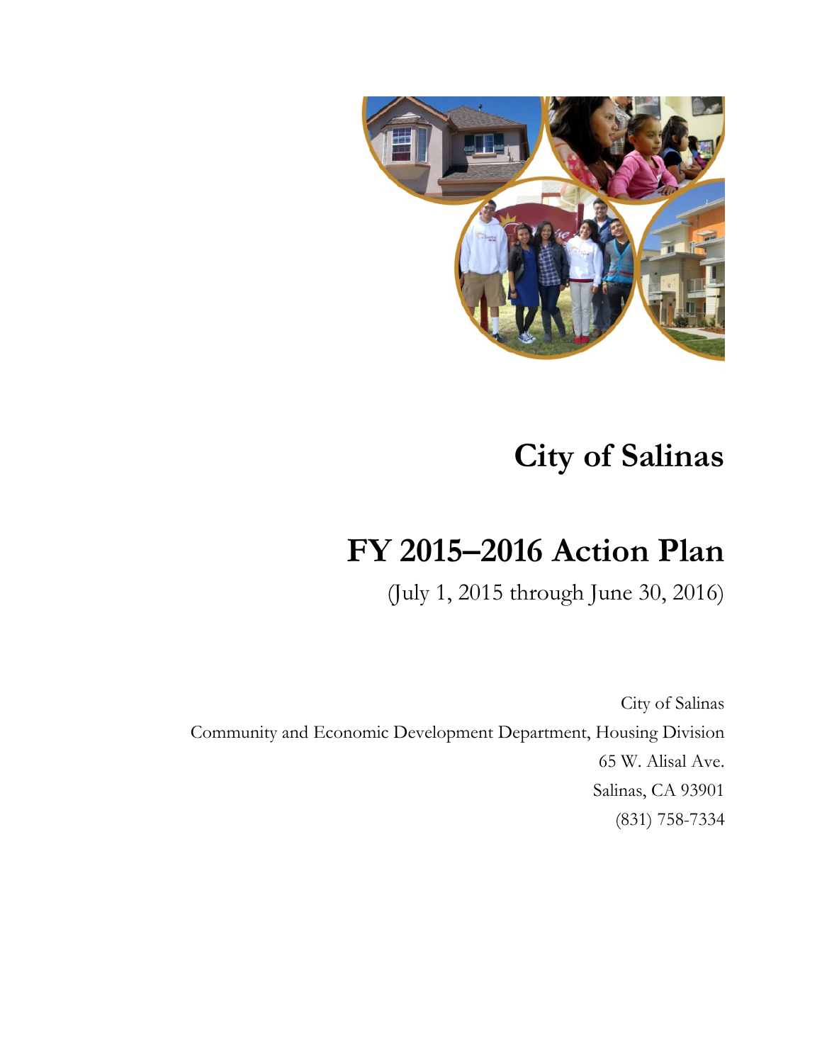# City of Salinas

# FY 2015–2016 Action Plan

(July 1, 2015 through June 30, 2016)

City of Salinas

Community and Economic Development Department, Housing Division

65 W. Alisal Ave.

Salinas, CA 93901

(831) 758-7334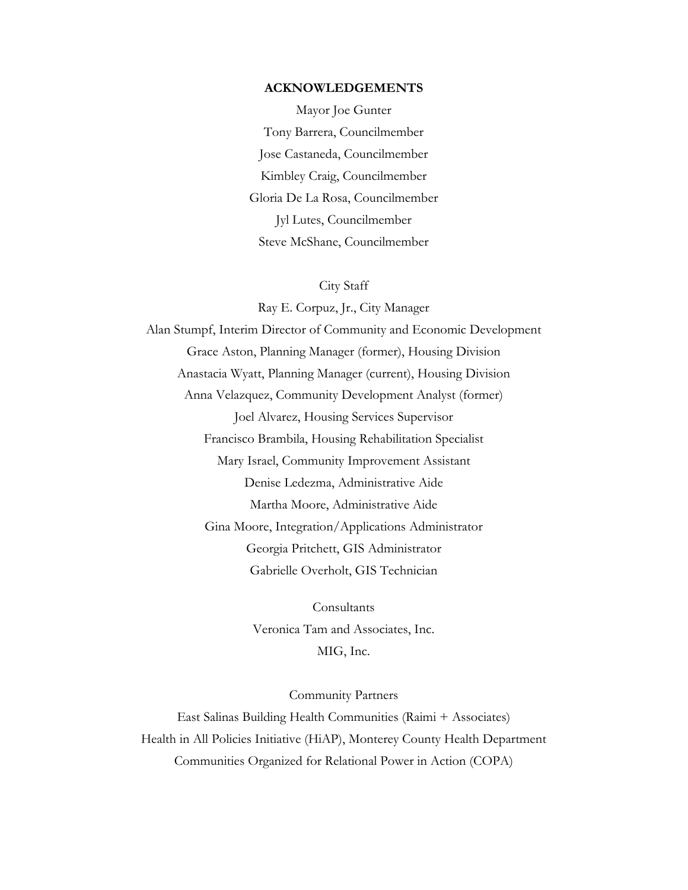## ACKNOWLEDGEMENTS

Mayor Joe Gunter

Tony Barrera, Councilmember

Jose Castaneda, Councilmember

Kimbley Craig, Councilmember

Gloria De La Rosa, Councilmember

Jyl Lutes, Councilmember

Steve McShane, Councilmember

City Staff

Ray E. Corpuz, Jr., City Manager

Alan Stumpf, Interim Director of Community and Economic Development

Grace Aston, Planning Manager (former), Housing Division

Anastacia Wyatt, Planning Manager (current), Housing Division

Anna Velazquez, Community Development Analyst (former)

Joel Alvarez, Housing Services Supervisor

Francisco Brambila, Housing Rehabilitation Specialist

Mary Israel, Community Improvement Assistant

Denise Ledezma, Administrative Aide

Martha Moore, Administrative Aide

Gina Moore, Integration/Applications Administrator

Georgia Pritchett, GIS Administrator

Gabrielle Overholt, GIS Technician

Consultants

Veronica Tam and Associates, Inc.

MIG, Inc.

Community Partners

East Salinas Building Health Communities (Raimi + Associates)

Health in All Policies Initiative (HiAP), Monterey County Health Department

Communities Organized for Relational Power in Action (COPA)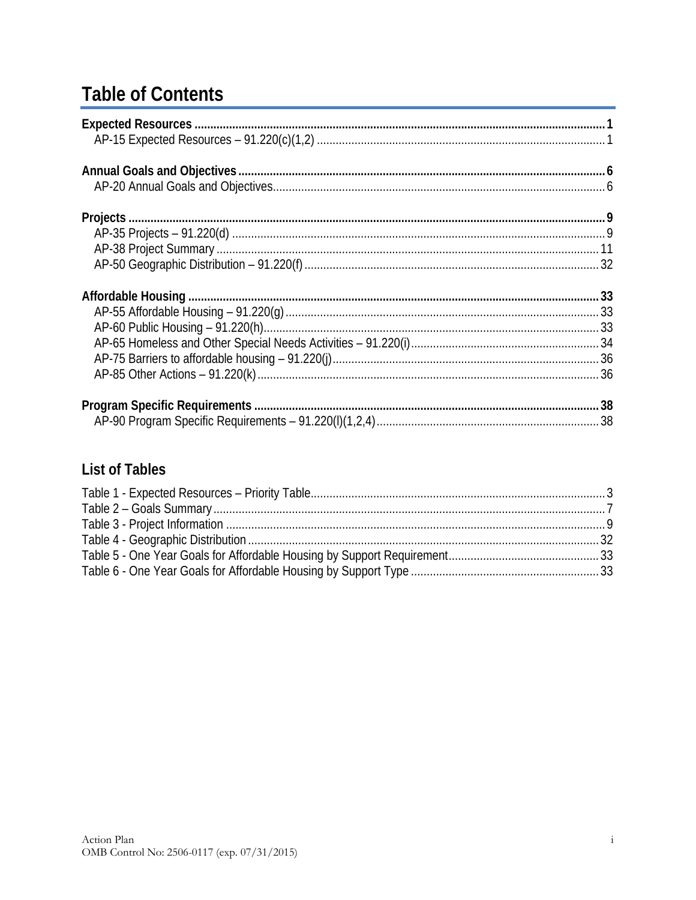# Table of Contents

**Expected Resources** .......... **1**
- AP-15 Expected Resources – 91.220(c)(1,2) .......... 1

**Annual Goals and Objectives** .......... **6**
- AP-20 Annual Goals and Objectives .......... 6

**Projects** .......... **9**
- AP-35 Projects – 91.220(d) .......... 9
- AP-38 Project Summary .......... 11
- AP-50 Geographic Distribution – 91.220(f) .......... 32

**Affordable Housing** .......... **33**
- AP-55 Affordable Housing – 91.220(g) .......... 33
- AP-60 Public Housing – 91.220(h) .......... 33
- AP-65 Homeless and Other Special Needs Activities – 91.220(i) .......... 34
- AP-75 Barriers to affordable housing – 91.220(j) .......... 36
- AP-85 Other Actions – 91.220(k) .......... 36

**Program Specific Requirements** .......... **38**
- AP-90 Program Specific Requirements – 91.220(l)(1,2,4) .......... 38

## List of Tables

Table 1 - Expected Resources – Priority Table .......... 3
Table 2 – Goals Summary .......... 7
Table 3 - Project Information .......... 9
Table 4 - Geographic Distribution .......... 32
Table 5 - One Year Goals for Affordable Housing by Support Requirement .......... 33
Table 6 - One Year Goals for Affordable Housing by Support Type .......... 33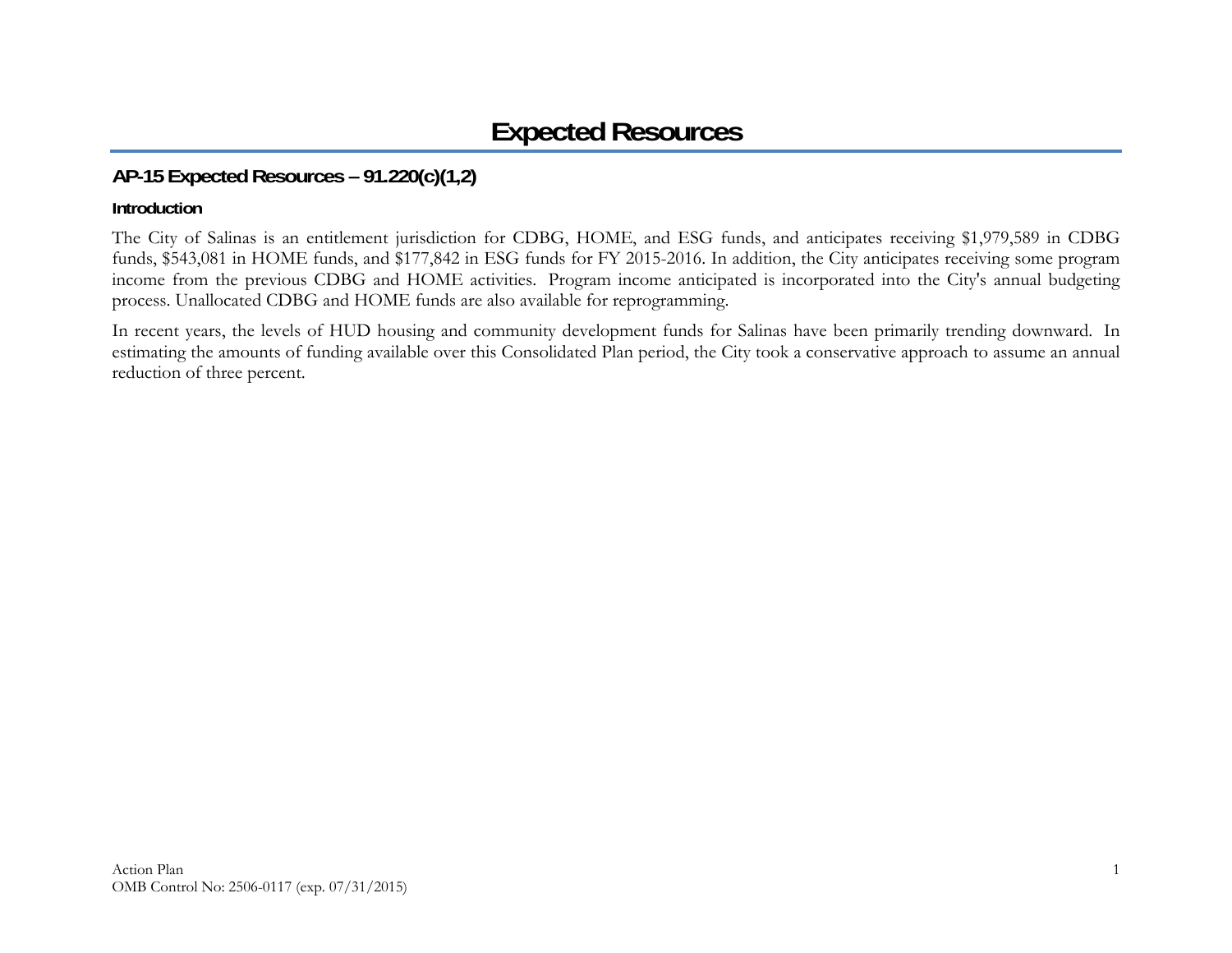# Expected Resources

## AP-15 Expected Resources – 91.220(c)(1,2)

### Introduction

The City of Salinas is an entitlement jurisdiction for CDBG, HOME, and ESG funds, and anticipates receiving $1,979,589 in CDBG funds, $543,081 in HOME funds, and $177,842 in ESG funds for FY 2015-2016. In addition, the City anticipates receiving some program income from the previous CDBG and HOME activities. Program income anticipated is incorporated into the City's annual budgeting process. Unallocated CDBG and HOME funds are also available for reprogramming.

In recent years, the levels of HUD housing and community development funds for Salinas have been primarily trending downward. In estimating the amounts of funding available over this Consolidated Plan period, the City took a conservative approach to assume an annual reduction of three percent.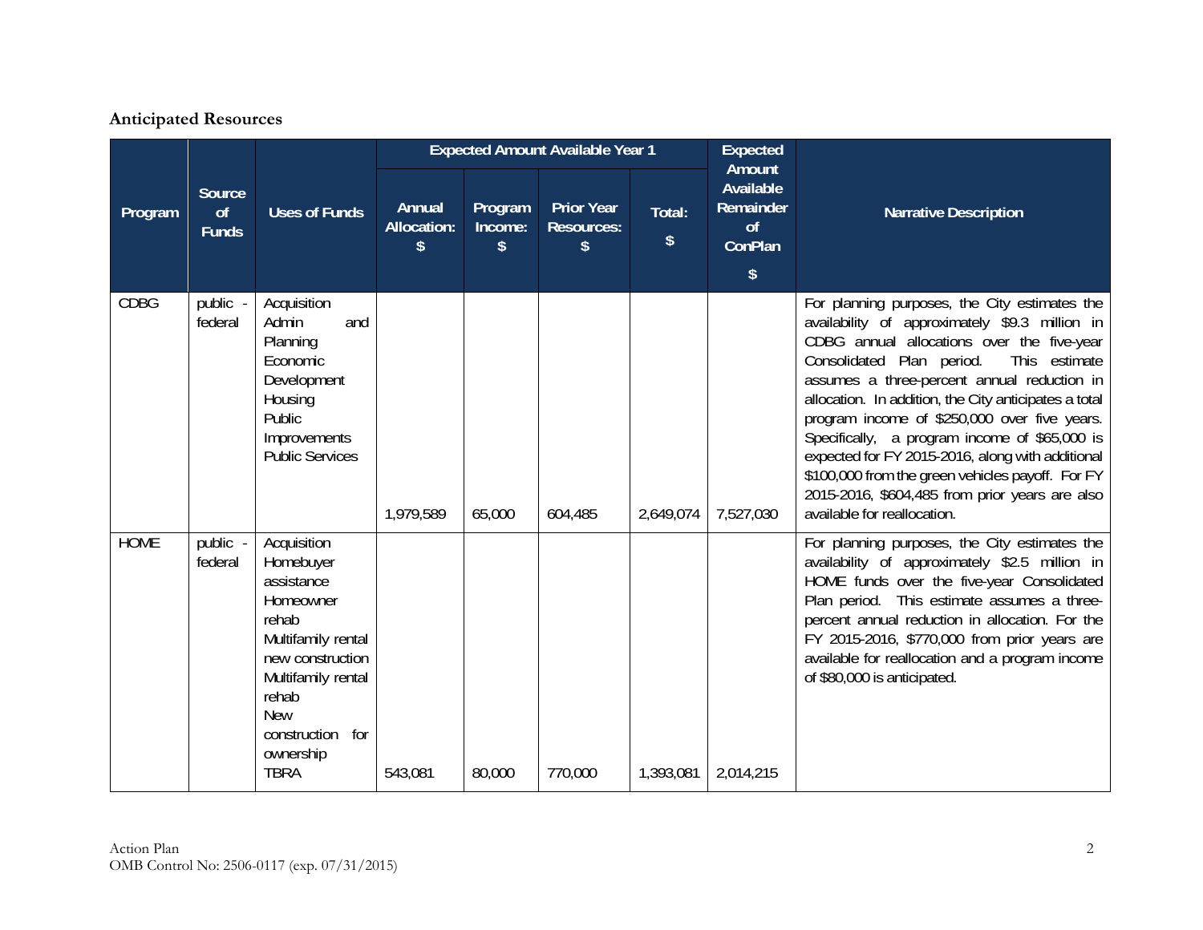## Anticipated Resources

| Program | Source of Funds | Uses of Funds | Expected Amount Available Year 1 | | | | Expected Amount Available Remainder of ConPlan $ | Narrative Description |
|---|---|---|---|---|---|---|---|---|
| | | | Annual Allocation: $ | Program Income: $ | Prior Year Resources: $ | Total: $ | | |
| CDBG | public - federal | Acquisition<br>Admin and Planning<br>Economic Development<br>Housing<br>Public Improvements<br>Public Services | 1,979,589 | 65,000 | 604,485 | 2,649,074 | 7,527,030 | For planning purposes, the City estimates the availability of approximately $9.3 million in CDBG annual allocations over the five-year Consolidated Plan period. This estimate assumes a three-percent annual reduction in allocation. In addition, the City anticipates a total program income of $250,000 over five years. Specifically, a program income of $65,000 is expected for FY 2015-2016, along with additional $100,000 from the green vehicles payoff. For FY 2015-2016, $604,485 from prior years are also available for reallocation. |
| HOME | public - federal | Acquisition<br>Homebuyer assistance<br>Homeowner rehab<br>Multifamily rental new construction<br>Multifamily rental rehab<br>New construction for ownership<br>TBRA | 543,081 | 80,000 | 770,000 | 1,393,081 | 2,014,215 | For planning purposes, the City estimates the availability of approximately $2.5 million in HOME funds over the five-year Consolidated Plan period. This estimate assumes a three-percent annual reduction in allocation. For the FY 2015-2016, $770,000 from prior years are available for reallocation and a program income of $80,000 is anticipated. |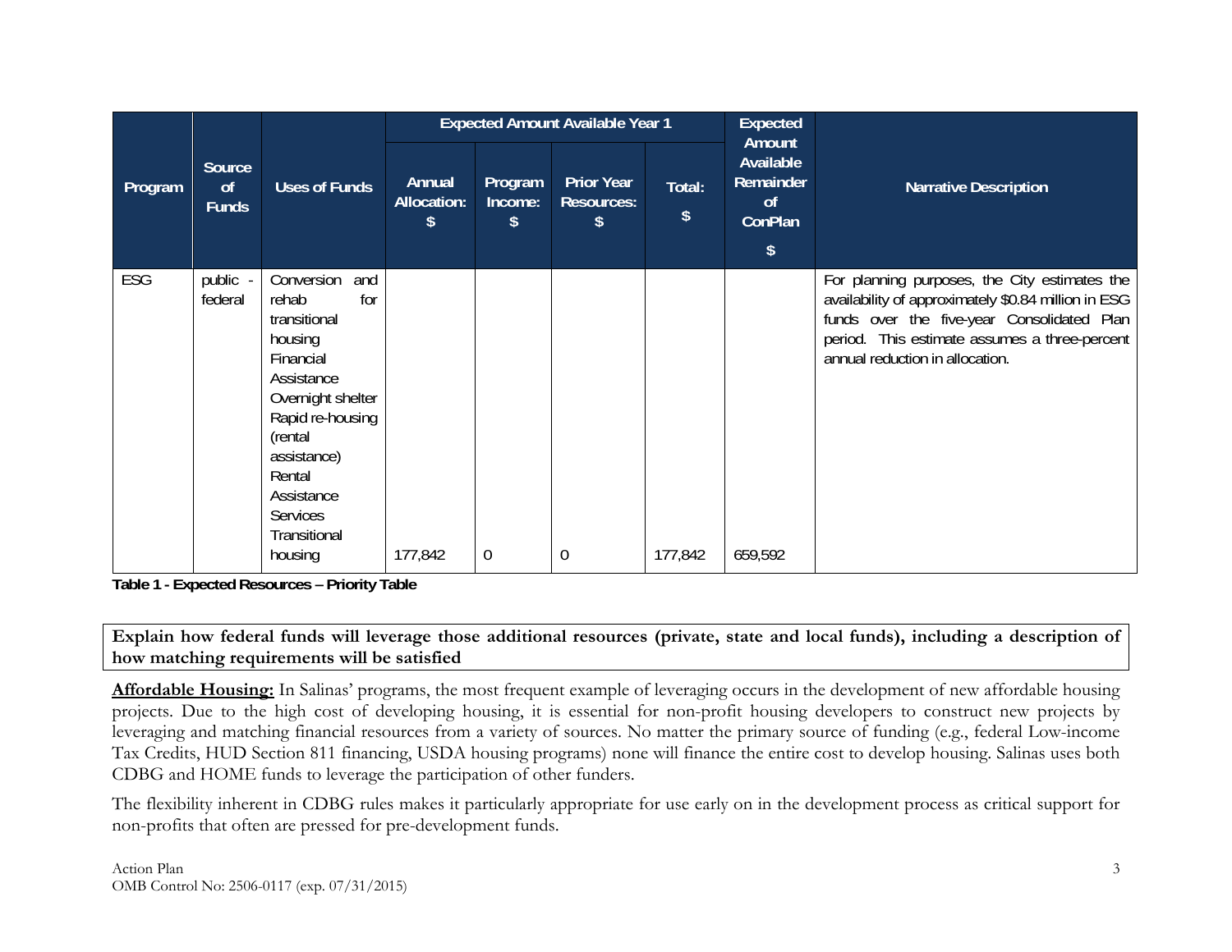| Program | Source of Funds | Uses of Funds | Expected Amount Available Year 1 | | | | Expected Amount Available Remainder of ConPlan $ | Narrative Description |
|---|---|---|---|---|---|---|---|---|
| | | | Annual Allocation: $ | Program Income: $ | Prior Year Resources: $ | Total: $ | | |
| ESG | public - federal | Conversion and rehab for transitional housing Financial Assistance Overnight shelter Rapid re-housing (rental assistance) Rental Assistance Services Transitional housing | 177,842 | 0 | 0 | 177,842 | 659,592 | For planning purposes, the City estimates the availability of approximately $0.84 million in ESG funds over the five-year Consolidated Plan period. This estimate assumes a three-percent annual reduction in allocation. |

**Table 1 - Expected Resources – Priority Table**

**Explain how federal funds will leverage those additional resources (private, state and local funds), including a description of how matching requirements will be satisfied**

**Affordable Housing:** In Salinas' programs, the most frequent example of leveraging occurs in the development of new affordable housing projects. Due to the high cost of developing housing, it is essential for non-profit housing developers to construct new projects by leveraging and matching financial resources from a variety of sources. No matter the primary source of funding (e.g., federal Low-income Tax Credits, HUD Section 811 financing, USDA housing programs) none will finance the entire cost to develop housing. Salinas uses both CDBG and HOME funds to leverage the participation of other funders.

The flexibility inherent in CDBG rules makes it particularly appropriate for use early on in the development process as critical support for non-profits that often are pressed for pre-development funds.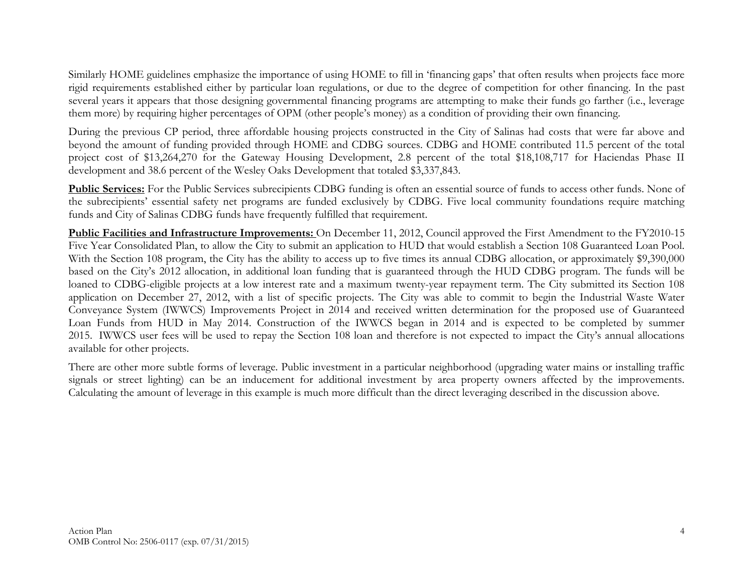Similarly HOME guidelines emphasize the importance of using HOME to fill in 'financing gaps' that often results when projects face more rigid requirements established either by particular loan regulations, or due to the degree of competition for other financing. In the past several years it appears that those designing governmental financing programs are attempting to make their funds go farther (i.e., leverage them more) by requiring higher percentages of OPM (other people's money) as a condition of providing their own financing.

During the previous CP period, three affordable housing projects constructed in the City of Salinas had costs that were far above and beyond the amount of funding provided through HOME and CDBG sources. CDBG and HOME contributed 11.5 percent of the total project cost of $13,264,270 for the Gateway Housing Development, 2.8 percent of the total $18,108,717 for Haciendas Phase II development and 38.6 percent of the Wesley Oaks Development that totaled $3,337,843.

**Public Services:** For the Public Services subrecipients CDBG funding is often an essential source of funds to access other funds. None of the subrecipients' essential safety net programs are funded exclusively by CDBG. Five local community foundations require matching funds and City of Salinas CDBG funds have frequently fulfilled that requirement.

**Public Facilities and Infrastructure Improvements:** On December 11, 2012, Council approved the First Amendment to the FY2010-15 Five Year Consolidated Plan, to allow the City to submit an application to HUD that would establish a Section 108 Guaranteed Loan Pool. With the Section 108 program, the City has the ability to access up to five times its annual CDBG allocation, or approximately $9,390,000 based on the City's 2012 allocation, in additional loan funding that is guaranteed through the HUD CDBG program. The funds will be loaned to CDBG-eligible projects at a low interest rate and a maximum twenty-year repayment term. The City submitted its Section 108 application on December 27, 2012, with a list of specific projects. The City was able to commit to begin the Industrial Waste Water Conveyance System (IWWCS) Improvements Project in 2014 and received written determination for the proposed use of Guaranteed Loan Funds from HUD in May 2014. Construction of the IWWCS began in 2014 and is expected to be completed by summer 2015. IWWCS user fees will be used to repay the Section 108 loan and therefore is not expected to impact the City's annual allocations available for other projects.

There are other more subtle forms of leverage. Public investment in a particular neighborhood (upgrading water mains or installing traffic signals or street lighting) can be an inducement for additional investment by area property owners affected by the improvements. Calculating the amount of leverage in this example is much more difficult than the direct leveraging described in the discussion above.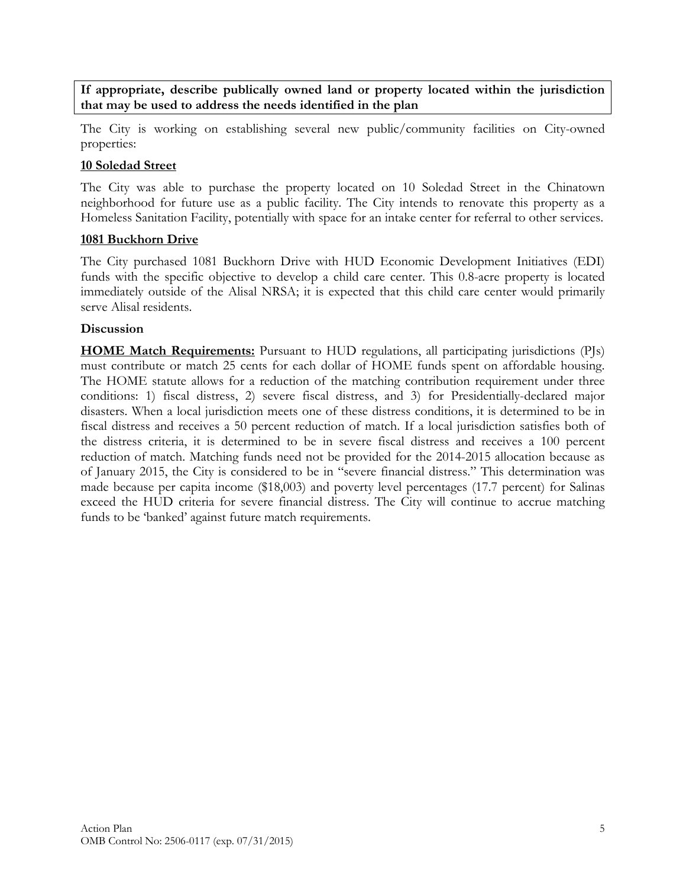**If appropriate, describe publically owned land or property located within the jurisdiction that may be used to address the needs identified in the plan**

The City is working on establishing several new public/community facilities on City-owned properties:

**10 Soledad Street**

The City was able to purchase the property located on 10 Soledad Street in the Chinatown neighborhood for future use as a public facility. The City intends to renovate this property as a Homeless Sanitation Facility, potentially with space for an intake center for referral to other services.

**1081 Buckhorn Drive**

The City purchased 1081 Buckhorn Drive with HUD Economic Development Initiatives (EDI) funds with the specific objective to develop a child care center. This 0.8-acre property is located immediately outside of the Alisal NRSA; it is expected that this child care center would primarily serve Alisal residents.

**Discussion**

**HOME Match Requirements:** Pursuant to HUD regulations, all participating jurisdictions (PJs) must contribute or match 25 cents for each dollar of HOME funds spent on affordable housing. The HOME statute allows for a reduction of the matching contribution requirement under three conditions: 1) fiscal distress, 2) severe fiscal distress, and 3) for Presidentially-declared major disasters. When a local jurisdiction meets one of these distress conditions, it is determined to be in fiscal distress and receives a 50 percent reduction of match. If a local jurisdiction satisfies both of the distress criteria, it is determined to be in severe fiscal distress and receives a 100 percent reduction of match. Matching funds need not be provided for the 2014-2015 allocation because as of January 2015, the City is considered to be in "severe financial distress." This determination was made because per capita income ($18,003) and poverty level percentages (17.7 percent) for Salinas exceed the HUD criteria for severe financial distress. The City will continue to accrue matching funds to be 'banked' against future match requirements.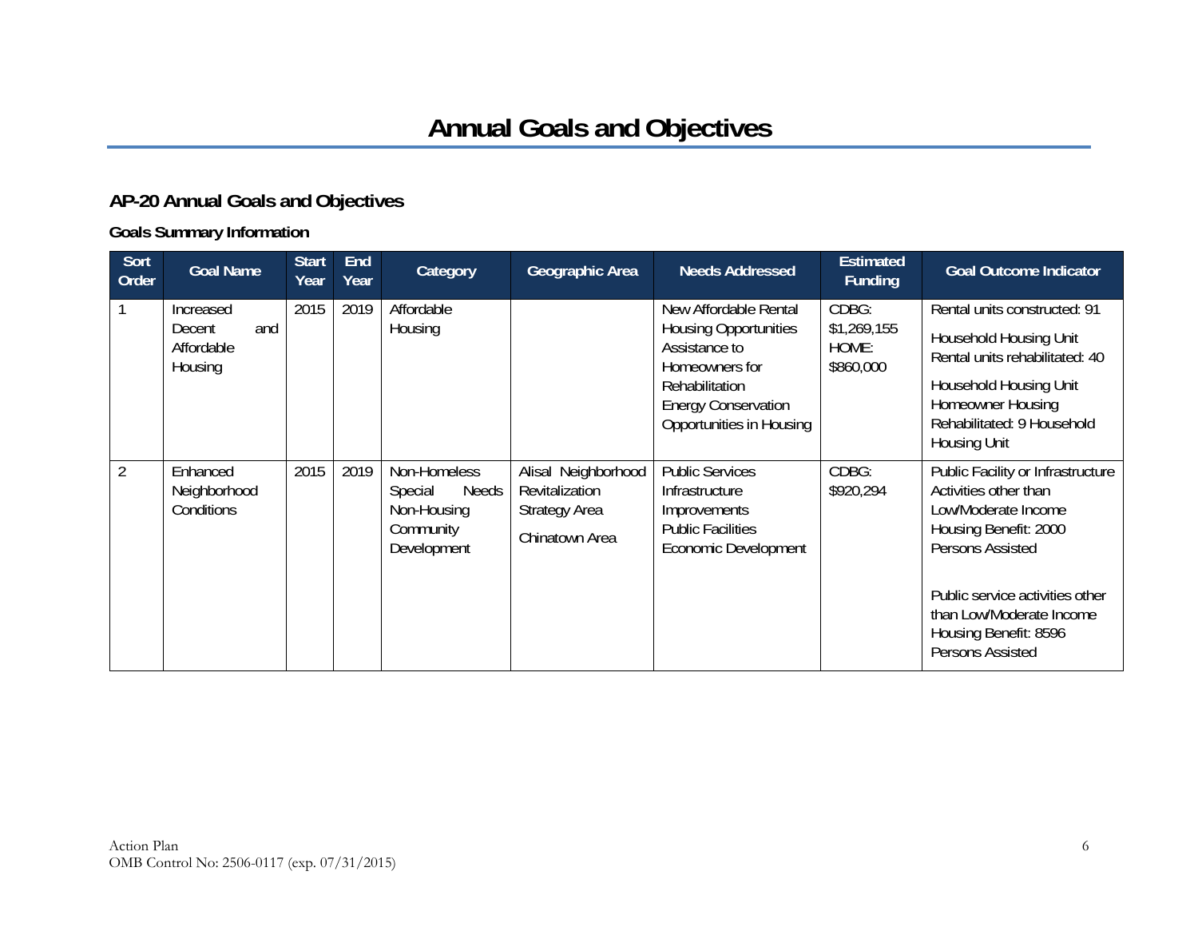# Annual Goals and Objectives

## AP-20 Annual Goals and Objectives

### Goals Summary Information

| Sort Order | Goal Name | Start Year | End Year | Category | Geographic Area | Needs Addressed | Estimated Funding | Goal Outcome Indicator |
|---|---|---|---|---|---|---|---|---|
| 1 | Increased Decent and Affordable Housing | 2015 | 2019 | Affordable Housing | | New Affordable Rental Housing Opportunities<br>Assistance to Homeowners for Rehabilitation<br>Energy Conservation Opportunities in Housing | CDBG: $1,269,155<br>HOME: $860,000 | Rental units constructed: 91 Household Housing Unit<br>Rental units rehabilitated: 40 Household Housing Unit<br>Homeowner Housing Rehabilitated: 9 Household Housing Unit |
| 2 | Enhanced Neighborhood Conditions | 2015 | 2019 | Non-Homeless Special Needs<br>Non-Housing Community Development | Alisal Neighborhood Revitalization Strategy Area<br>Chinatown Area | Public Services<br>Infrastructure Improvements<br>Public Facilities<br>Economic Development | CDBG: $920,294 | Public Facility or Infrastructure Activities other than Low/Moderate Income Housing Benefit: 2000 Persons Assisted<br>Public service activities other than Low/Moderate Income Housing Benefit: 8596 Persons Assisted |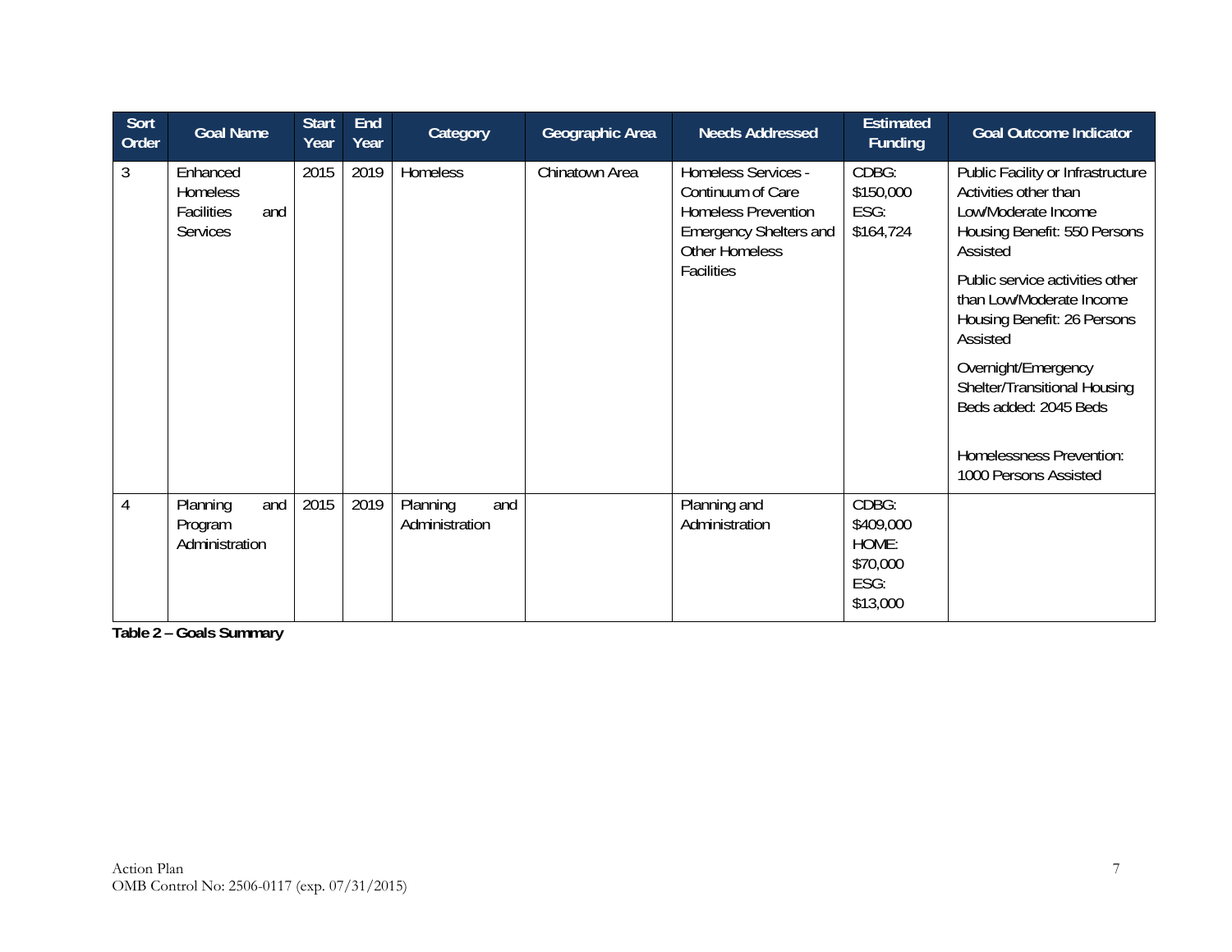| Sort Order | Goal Name | Start Year | End Year | Category | Geographic Area | Needs Addressed | Estimated Funding | Goal Outcome Indicator |
|---|---|---|---|---|---|---|---|---|
| 3 | Enhanced Homeless Facilities and Services | 2015 | 2019 | Homeless | Chinatown Area | Homeless Services - Continuum of Care Homeless Prevention Emergency Shelters and Other Homeless Facilities | CDBG: $150,000 ESG: $164,724 | Public Facility or Infrastructure Activities other than Low/Moderate Income Housing Benefit: 550 Persons Assisted<br><br>Public service activities other than Low/Moderate Income Housing Benefit: 26 Persons Assisted<br><br>Overnight/Emergency Shelter/Transitional Housing Beds added: 2045 Beds<br><br>Homelessness Prevention: 1000 Persons Assisted |
| 4 | Planning and Program Administration | 2015 | 2019 | Planning and Administration | | Planning and Administration | CDBG: $409,000 HOME: $70,000 ESG: $13,000 | |

**Table 2 – Goals Summary**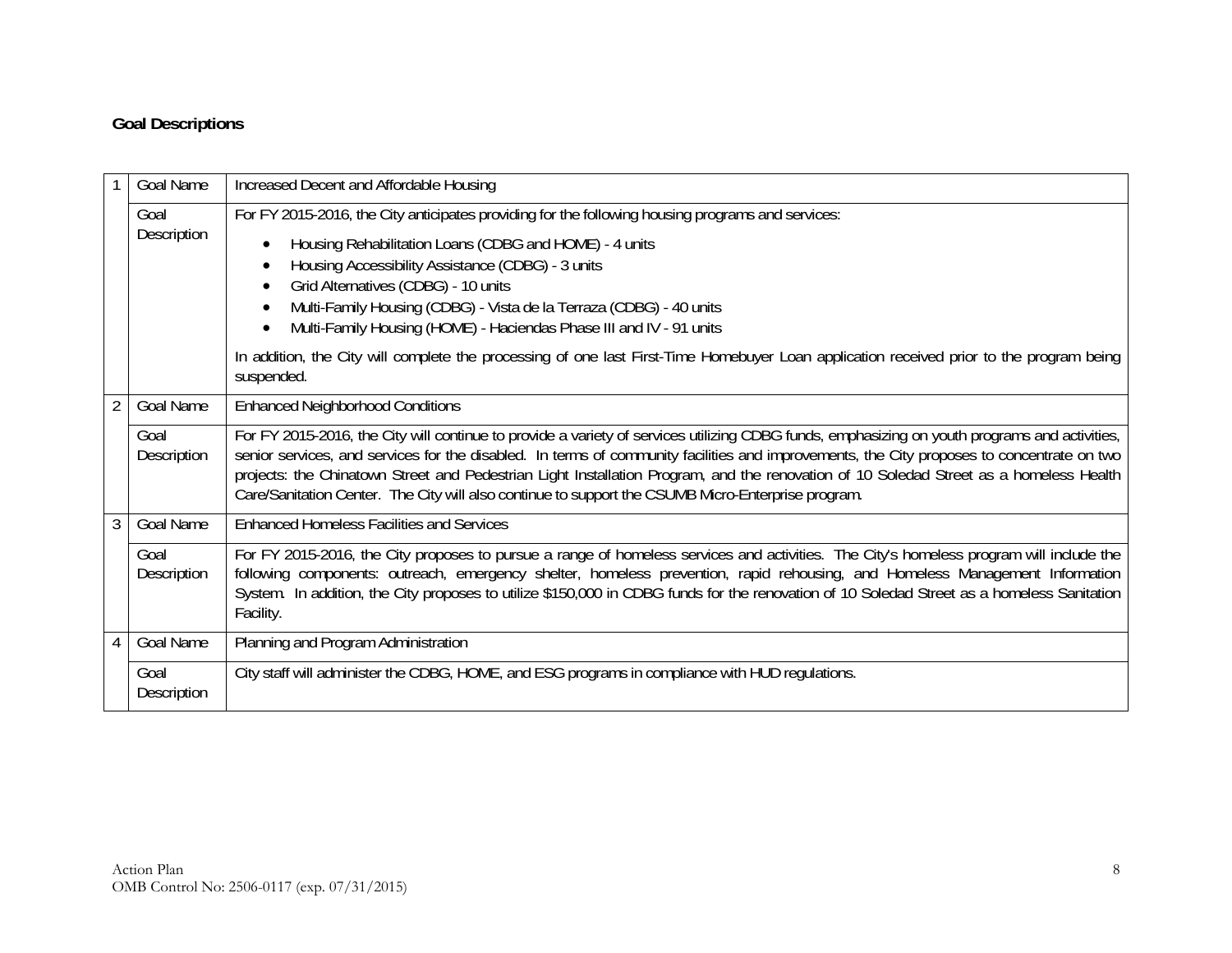## Goal Descriptions

| | | |
|---|---|---|
| 1 | Goal Name | Increased Decent and Affordable Housing |
| | Goal Description | For FY 2015-2016, the City anticipates providing for the following housing programs and services:<br>• Housing Rehabilitation Loans (CDBG and HOME) - 4 units<br>• Housing Accessibility Assistance (CDBG) - 3 units<br>• Grid Alternatives (CDBG) - 10 units<br>• Multi-Family Housing (CDBG) - Vista de la Terraza (CDBG) - 40 units<br>• Multi-Family Housing (HOME) - Haciendas Phase III and IV - 91 units<br><br>In addition, the City will complete the processing of one last First-Time Homebuyer Loan application received prior to the program being suspended. |
| 2 | Goal Name | Enhanced Neighborhood Conditions |
| | Goal Description | For FY 2015-2016, the City will continue to provide a variety of services utilizing CDBG funds, emphasizing on youth programs and activities, senior services, and services for the disabled. In terms of community facilities and improvements, the City proposes to concentrate on two projects: the Chinatown Street and Pedestrian Light Installation Program, and the renovation of 10 Soledad Street as a homeless Health Care/Sanitation Center. The City will also continue to support the CSUMB Micro-Enterprise program. |
| 3 | Goal Name | Enhanced Homeless Facilities and Services |
| | Goal Description | For FY 2015-2016, the City proposes to pursue a range of homeless services and activities. The City's homeless program will include the following components: outreach, emergency shelter, homeless prevention, rapid rehousing, and Homeless Management Information System. In addition, the City proposes to utilize $150,000 in CDBG funds for the renovation of 10 Soledad Street as a homeless Sanitation Facility. |
| 4 | Goal Name | Planning and Program Administration |
| | Goal Description | City staff will administer the CDBG, HOME, and ESG programs in compliance with HUD regulations. |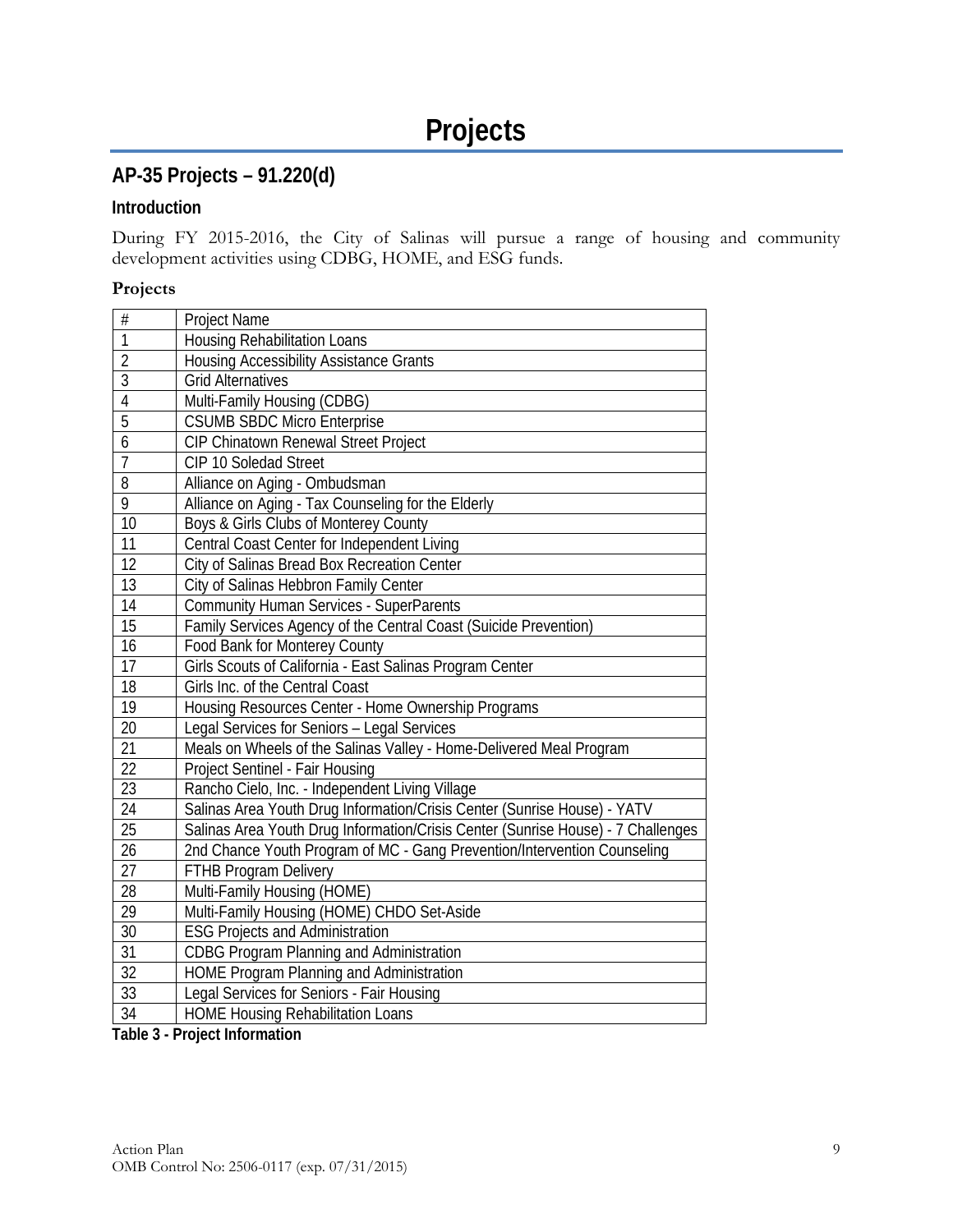# Projects

## AP-35 Projects – 91.220(d)

### Introduction

During FY 2015-2016, the City of Salinas will pursue a range of housing and community development activities using CDBG, HOME, and ESG funds.

### Projects

| # | Project Name |
|---|---|
| 1 | Housing Rehabilitation Loans |
| 2 | Housing Accessibility Assistance Grants |
| 3 | Grid Alternatives |
| 4 | Multi-Family Housing (CDBG) |
| 5 | CSUMB SBDC Micro Enterprise |
| 6 | CIP Chinatown Renewal Street Project |
| 7 | CIP 10 Soledad Street |
| 8 | Alliance on Aging - Ombudsman |
| 9 | Alliance on Aging - Tax Counseling for the Elderly |
| 10 | Boys & Girls Clubs of Monterey County |
| 11 | Central Coast Center for Independent Living |
| 12 | City of Salinas Bread Box Recreation Center |
| 13 | City of Salinas Hebbron Family Center |
| 14 | Community Human Services - SuperParents |
| 15 | Family Services Agency of the Central Coast (Suicide Prevention) |
| 16 | Food Bank for Monterey County |
| 17 | Girls Scouts of California - East Salinas Program Center |
| 18 | Girls Inc. of the Central Coast |
| 19 | Housing Resources Center - Home Ownership Programs |
| 20 | Legal Services for Seniors – Legal Services |
| 21 | Meals on Wheels of the Salinas Valley - Home-Delivered Meal Program |
| 22 | Project Sentinel - Fair Housing |
| 23 | Rancho Cielo, Inc. - Independent Living Village |
| 24 | Salinas Area Youth Drug Information/Crisis Center (Sunrise House) - YATV |
| 25 | Salinas Area Youth Drug Information/Crisis Center (Sunrise House) - 7 Challenges |
| 26 | 2nd Chance Youth Program of MC - Gang Prevention/Intervention Counseling |
| 27 | FTHB Program Delivery |
| 28 | Multi-Family Housing (HOME) |
| 29 | Multi-Family Housing (HOME) CHDO Set-Aside |
| 30 | ESG Projects and Administration |
| 31 | CDBG Program Planning and Administration |
| 32 | HOME Program Planning and Administration |
| 33 | Legal Services for Seniors - Fair Housing |
| 34 | HOME Housing Rehabilitation Loans |

**Table 3 - Project Information**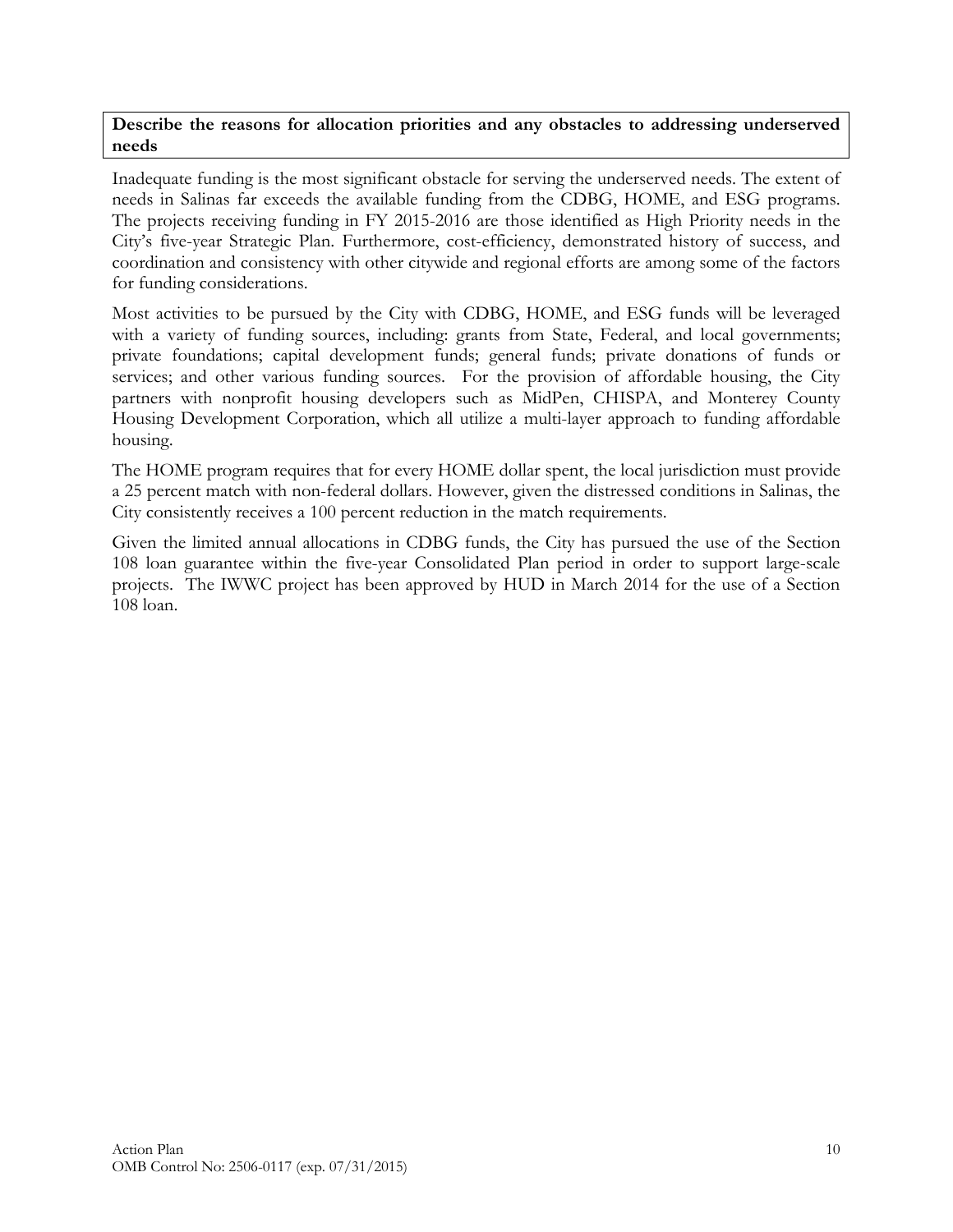**Describe the reasons for allocation priorities and any obstacles to addressing underserved needs**

Inadequate funding is the most significant obstacle for serving the underserved needs. The extent of needs in Salinas far exceeds the available funding from the CDBG, HOME, and ESG programs. The projects receiving funding in FY 2015-2016 are those identified as High Priority needs in the City's five-year Strategic Plan. Furthermore, cost-efficiency, demonstrated history of success, and coordination and consistency with other citywide and regional efforts are among some of the factors for funding considerations.

Most activities to be pursued by the City with CDBG, HOME, and ESG funds will be leveraged with a variety of funding sources, including: grants from State, Federal, and local governments; private foundations; capital development funds; general funds; private donations of funds or services; and other various funding sources. For the provision of affordable housing, the City partners with nonprofit housing developers such as MidPen, CHISPA, and Monterey County Housing Development Corporation, which all utilize a multi-layer approach to funding affordable housing.

The HOME program requires that for every HOME dollar spent, the local jurisdiction must provide a 25 percent match with non-federal dollars. However, given the distressed conditions in Salinas, the City consistently receives a 100 percent reduction in the match requirements.

Given the limited annual allocations in CDBG funds, the City has pursued the use of the Section 108 loan guarantee within the five-year Consolidated Plan period in order to support large-scale projects. The IWWC project has been approved by HUD in March 2014 for the use of a Section 108 loan.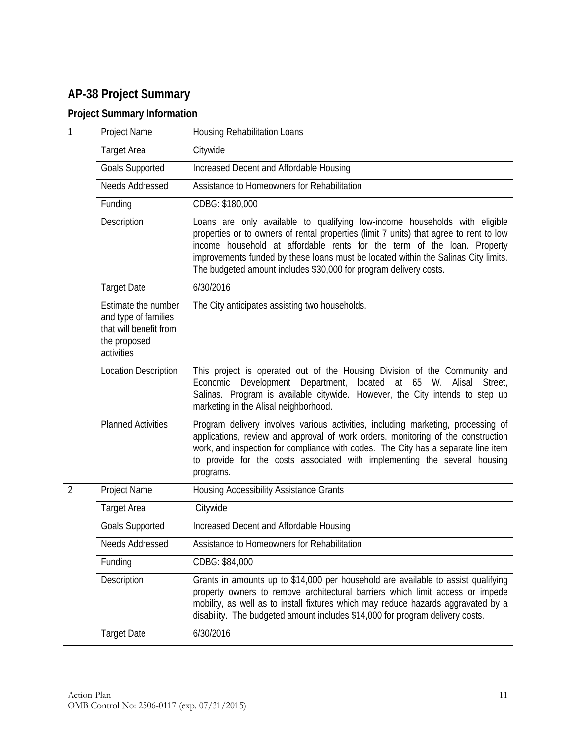## AP-38 Project Summary

### Project Summary Information

| | | |
|---|---|---|
| 1 | Project Name | Housing Rehabilitation Loans |
| | Target Area | Citywide |
| | Goals Supported | Increased Decent and Affordable Housing |
| | Needs Addressed | Assistance to Homeowners for Rehabilitation |
| | Funding | CDBG: $180,000 |
| | Description | Loans are only available to qualifying low-income households with eligible properties or to owners of rental properties (limit 7 units) that agree to rent to low income household at affordable rents for the term of the loan. Property improvements funded by these loans must be located within the Salinas City limits. The budgeted amount includes $30,000 for program delivery costs. |
| | Target Date | 6/30/2016 |
| | Estimate the number and type of families that will benefit from the proposed activities | The City anticipates assisting two households. |
| | Location Description | This project is operated out of the Housing Division of the Community and Economic Development Department, located at 65 W. Alisal Street, Salinas. Program is available citywide. However, the City intends to step up marketing in the Alisal neighborhood. |
| | Planned Activities | Program delivery involves various activities, including marketing, processing of applications, review and approval of work orders, monitoring of the construction work, and inspection for compliance with codes. The City has a separate line item to provide for the costs associated with implementing the several housing programs. |
| 2 | Project Name | Housing Accessibility Assistance Grants |
| | Target Area | Citywide |
| | Goals Supported | Increased Decent and Affordable Housing |
| | Needs Addressed | Assistance to Homeowners for Rehabilitation |
| | Funding | CDBG: $84,000 |
| | Description | Grants in amounts up to $14,000 per household are available to assist qualifying property owners to remove architectural barriers which limit access or impede mobility, as well as to install fixtures which may reduce hazards aggravated by a disability. The budgeted amount includes $14,000 for program delivery costs. |
| | Target Date | 6/30/2016 |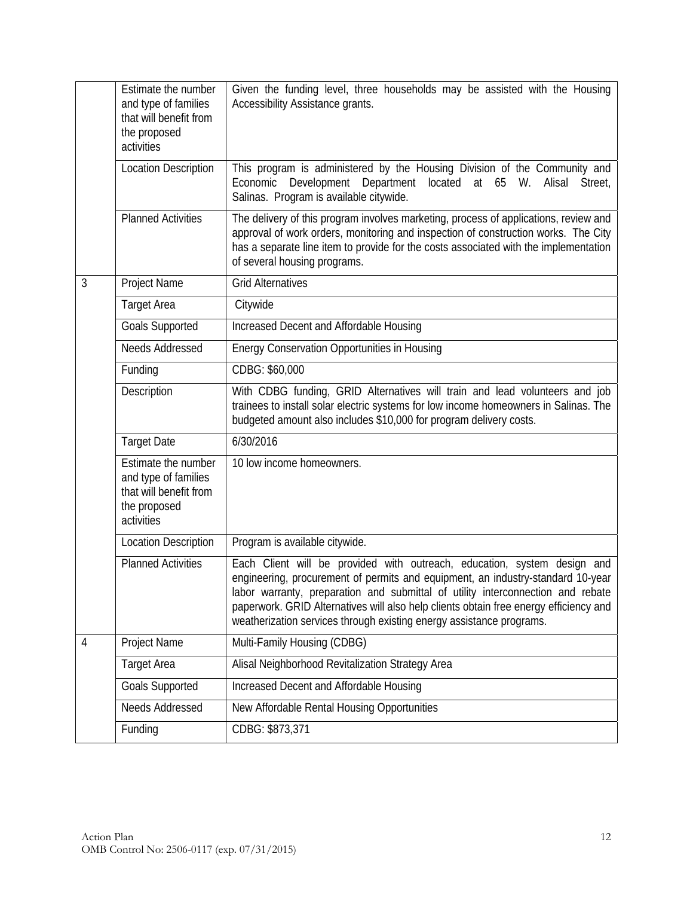| | | |
|---|---|---|
| | Estimate the number and type of families that will benefit from the proposed activities | Given the funding level, three households may be assisted with the Housing Accessibility Assistance grants. |
| | Location Description | This program is administered by the Housing Division of the Community and Economic Development Department located at 65 W. Alisal Street, Salinas. Program is available citywide. |
| | Planned Activities | The delivery of this program involves marketing, process of applications, review and approval of work orders, monitoring and inspection of construction works. The City has a separate line item to provide for the costs associated with the implementation of several housing programs. |
| 3 | Project Name | Grid Alternatives |
| | Target Area | Citywide |
| | Goals Supported | Increased Decent and Affordable Housing |
| | Needs Addressed | Energy Conservation Opportunities in Housing |
| | Funding | CDBG: $60,000 |
| | Description | With CDBG funding, GRID Alternatives will train and lead volunteers and job trainees to install solar electric systems for low income homeowners in Salinas. The budgeted amount also includes $10,000 for program delivery costs. |
| | Target Date | 6/30/2016 |
| | Estimate the number and type of families that will benefit from the proposed activities | 10 low income homeowners. |
| | Location Description | Program is available citywide. |
| | Planned Activities | Each Client will be provided with outreach, education, system design and engineering, procurement of permits and equipment, an industry-standard 10-year labor warranty, preparation and submittal of utility interconnection and rebate paperwork. GRID Alternatives will also help clients obtain free energy efficiency and weatherization services through existing energy assistance programs. |
| 4 | Project Name | Multi-Family Housing (CDBG) |
| | Target Area | Alisal Neighborhood Revitalization Strategy Area |
| | Goals Supported | Increased Decent and Affordable Housing |
| | Needs Addressed | New Affordable Rental Housing Opportunities |
| | Funding | CDBG: $873,371 |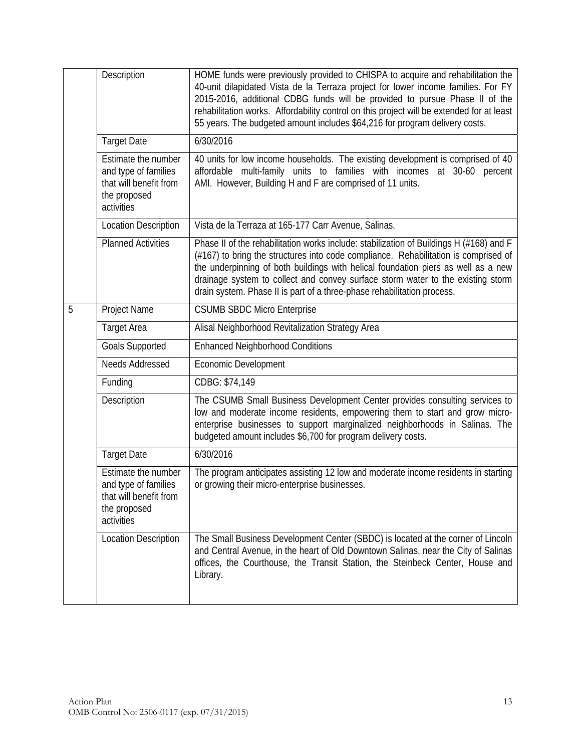| | | |
|---|---|---|
| | Description | HOME funds were previously provided to CHISPA to acquire and rehabilitation the 40-unit dilapidated Vista de la Terraza project for lower income families. For FY 2015-2016, additional CDBG funds will be provided to pursue Phase II of the rehabilitation works. Affordability control on this project will be extended for at least 55 years. The budgeted amount includes $64,216 for program delivery costs. |
| | Target Date | 6/30/2016 |
| | Estimate the number and type of families that will benefit from the proposed activities | 40 units for low income households. The existing development is comprised of 40 affordable multi-family units to families with incomes at 30-60 percent AMI. However, Building H and F are comprised of 11 units. |
| | Location Description | Vista de la Terraza at 165-177 Carr Avenue, Salinas. |
| | Planned Activities | Phase II of the rehabilitation works include: stabilization of Buildings H (#168) and F (#167) to bring the structures into code compliance. Rehabilitation is comprised of the underpinning of both buildings with helical foundation piers as well as a new drainage system to collect and convey surface storm water to the existing storm drain system. Phase II is part of a three-phase rehabilitation process. |
| 5 | Project Name | CSUMB SBDC Micro Enterprise |
| | Target Area | Alisal Neighborhood Revitalization Strategy Area |
| | Goals Supported | Enhanced Neighborhood Conditions |
| | Needs Addressed | Economic Development |
| | Funding | CDBG: $74,149 |
| | Description | The CSUMB Small Business Development Center provides consulting services to low and moderate income residents, empowering them to start and grow micro-enterprise businesses to support marginalized neighborhoods in Salinas. The budgeted amount includes $6,700 for program delivery costs. |
| | Target Date | 6/30/2016 |
| | Estimate the number and type of families that will benefit from the proposed activities | The program anticipates assisting 12 low and moderate income residents in starting or growing their micro-enterprise businesses. |
| | Location Description | The Small Business Development Center (SBDC) is located at the corner of Lincoln and Central Avenue, in the heart of Old Downtown Salinas, near the City of Salinas offices, the Courthouse, the Transit Station, the Steinbeck Center, House and Library. |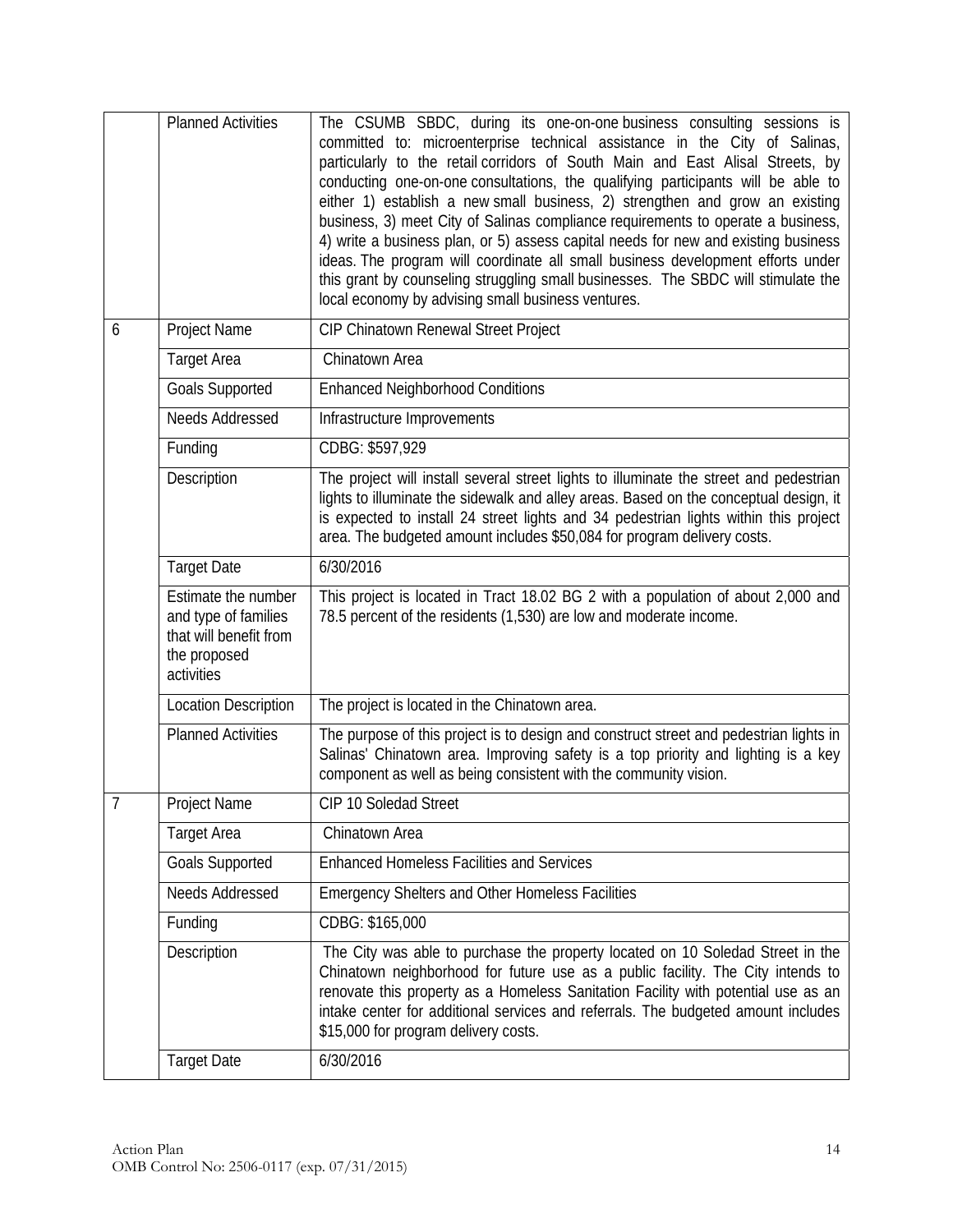| | | |
|---|---|---|
| | Planned Activities | The CSUMB SBDC, during its one-on-one business consulting sessions is committed to: microenterprise technical assistance in the City of Salinas, particularly to the retail corridors of South Main and East Alisal Streets, by conducting one-on-one consultations, the qualifying participants will be able to either 1) establish a new small business, 2) strengthen and grow an existing business, 3) meet City of Salinas compliance requirements to operate a business, 4) write a business plan, or 5) assess capital needs for new and existing business ideas. The program will coordinate all small business development efforts under this grant by counseling struggling small businesses. The SBDC will stimulate the local economy by advising small business ventures. |
| 6 | Project Name | CIP Chinatown Renewal Street Project |
| | Target Area | Chinatown Area |
| | Goals Supported | Enhanced Neighborhood Conditions |
| | Needs Addressed | Infrastructure Improvements |
| | Funding | CDBG: $597,929 |
| | Description | The project will install several street lights to illuminate the street and pedestrian lights to illuminate the sidewalk and alley areas. Based on the conceptual design, it is expected to install 24 street lights and 34 pedestrian lights within this project area. The budgeted amount includes $50,084 for program delivery costs. |
| | Target Date | 6/30/2016 |
| | Estimate the number and type of families that will benefit from the proposed activities | This project is located in Tract 18.02 BG 2 with a population of about 2,000 and 78.5 percent of the residents (1,530) are low and moderate income. |
| | Location Description | The project is located in the Chinatown area. |
| | Planned Activities | The purpose of this project is to design and construct street and pedestrian lights in Salinas' Chinatown area. Improving safety is a top priority and lighting is a key component as well as being consistent with the community vision. |
| 7 | Project Name | CIP 10 Soledad Street |
| | Target Area | Chinatown Area |
| | Goals Supported | Enhanced Homeless Facilities and Services |
| | Needs Addressed | Emergency Shelters and Other Homeless Facilities |
| | Funding | CDBG: $165,000 |
| | Description | The City was able to purchase the property located on 10 Soledad Street in the Chinatown neighborhood for future use as a public facility. The City intends to renovate this property as a Homeless Sanitation Facility with potential use as an intake center for additional services and referrals. The budgeted amount includes $15,000 for program delivery costs. |
| | Target Date | 6/30/2016 |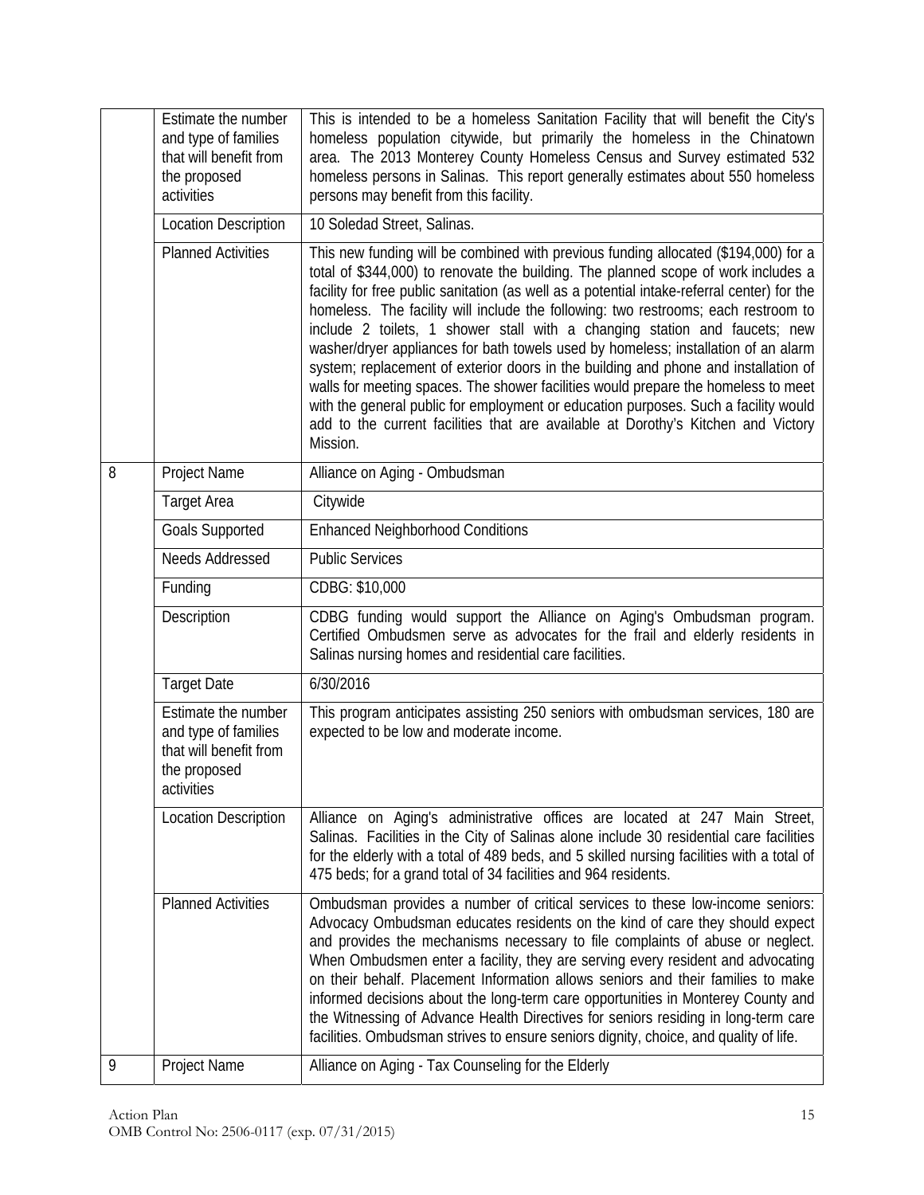| | | |
|---|---|---|
| | Estimate the number and type of families that will benefit from the proposed activities | This is intended to be a homeless Sanitation Facility that will benefit the City's homeless population citywide, but primarily the homeless in the Chinatown area. The 2013 Monterey County Homeless Census and Survey estimated 532 homeless persons in Salinas. This report generally estimates about 550 homeless persons may benefit from this facility. |
| | Location Description | 10 Soledad Street, Salinas. |
| | Planned Activities | This new funding will be combined with previous funding allocated ($194,000) for a total of $344,000) to renovate the building. The planned scope of work includes a facility for free public sanitation (as well as a potential intake-referral center) for the homeless. The facility will include the following: two restrooms; each restroom to include 2 toilets, 1 shower stall with a changing station and faucets; new washer/dryer appliances for bath towels used by homeless; installation of an alarm system; replacement of exterior doors in the building and phone and installation of walls for meeting spaces. The shower facilities would prepare the homeless to meet with the general public for employment or education purposes. Such a facility would add to the current facilities that are available at Dorothy's Kitchen and Victory Mission. |
| 8 | Project Name | Alliance on Aging - Ombudsman |
| | Target Area | Citywide |
| | Goals Supported | Enhanced Neighborhood Conditions |
| | Needs Addressed | Public Services |
| | Funding | CDBG: $10,000 |
| | Description | CDBG funding would support the Alliance on Aging's Ombudsman program. Certified Ombudsmen serve as advocates for the frail and elderly residents in Salinas nursing homes and residential care facilities. |
| | Target Date | 6/30/2016 |
| | Estimate the number and type of families that will benefit from the proposed activities | This program anticipates assisting 250 seniors with ombudsman services, 180 are expected to be low and moderate income. |
| | Location Description | Alliance on Aging's administrative offices are located at 247 Main Street, Salinas. Facilities in the City of Salinas alone include 30 residential care facilities for the elderly with a total of 489 beds, and 5 skilled nursing facilities with a total of 475 beds; for a grand total of 34 facilities and 964 residents. |
| | Planned Activities | Ombudsman provides a number of critical services to these low-income seniors: Advocacy Ombudsman educates residents on the kind of care they should expect and provides the mechanisms necessary to file complaints of abuse or neglect. When Ombudsmen enter a facility, they are serving every resident and advocating on their behalf. Placement Information allows seniors and their families to make informed decisions about the long-term care opportunities in Monterey County and the Witnessing of Advance Health Directives for seniors residing in long-term care facilities. Ombudsman strives to ensure seniors dignity, choice, and quality of life. |
| 9 | Project Name | Alliance on Aging - Tax Counseling for the Elderly |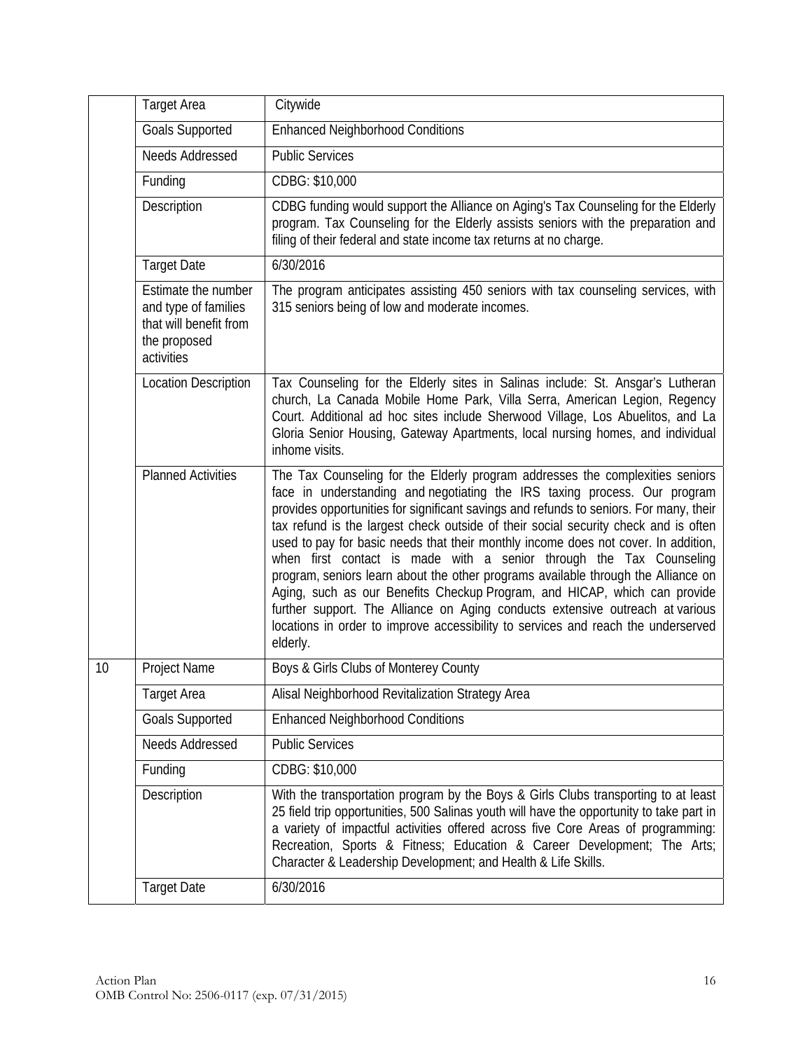| | | |
|---|---|---|
| | Target Area | Citywide |
| | Goals Supported | Enhanced Neighborhood Conditions |
| | Needs Addressed | Public Services |
| | Funding | CDBG: $10,000 |
| | Description | CDBG funding would support the Alliance on Aging's Tax Counseling for the Elderly program. Tax Counseling for the Elderly assists seniors with the preparation and filing of their federal and state income tax returns at no charge. |
| | Target Date | 6/30/2016 |
| | Estimate the number and type of families that will benefit from the proposed activities | The program anticipates assisting 450 seniors with tax counseling services, with 315 seniors being of low and moderate incomes. |
| | Location Description | Tax Counseling for the Elderly sites in Salinas include: St. Ansgar's Lutheran church, La Canada Mobile Home Park, Villa Serra, American Legion, Regency Court. Additional ad hoc sites include Sherwood Village, Los Abuelitos, and La Gloria Senior Housing, Gateway Apartments, local nursing homes, and individual inhome visits. |
| | Planned Activities | The Tax Counseling for the Elderly program addresses the complexities seniors face in understanding and negotiating the IRS taxing process. Our program provides opportunities for significant savings and refunds to seniors. For many, their tax refund is the largest check outside of their social security check and is often used to pay for basic needs that their monthly income does not cover. In addition, when first contact is made with a senior through the Tax Counseling program, seniors learn about the other programs available through the Alliance on Aging, such as our Benefits Checkup Program, and HICAP, which can provide further support. The Alliance on Aging conducts extensive outreach at various locations in order to improve accessibility to services and reach the underserved elderly. |
| 10 | Project Name | Boys & Girls Clubs of Monterey County |
| | Target Area | Alisal Neighborhood Revitalization Strategy Area |
| | Goals Supported | Enhanced Neighborhood Conditions |
| | Needs Addressed | Public Services |
| | Funding | CDBG: $10,000 |
| | Description | With the transportation program by the Boys & Girls Clubs transporting to at least 25 field trip opportunities, 500 Salinas youth will have the opportunity to take part in a variety of impactful activities offered across five Core Areas of programming: Recreation, Sports & Fitness; Education & Career Development; The Arts; Character & Leadership Development; and Health & Life Skills. |
| | Target Date | 6/30/2016 |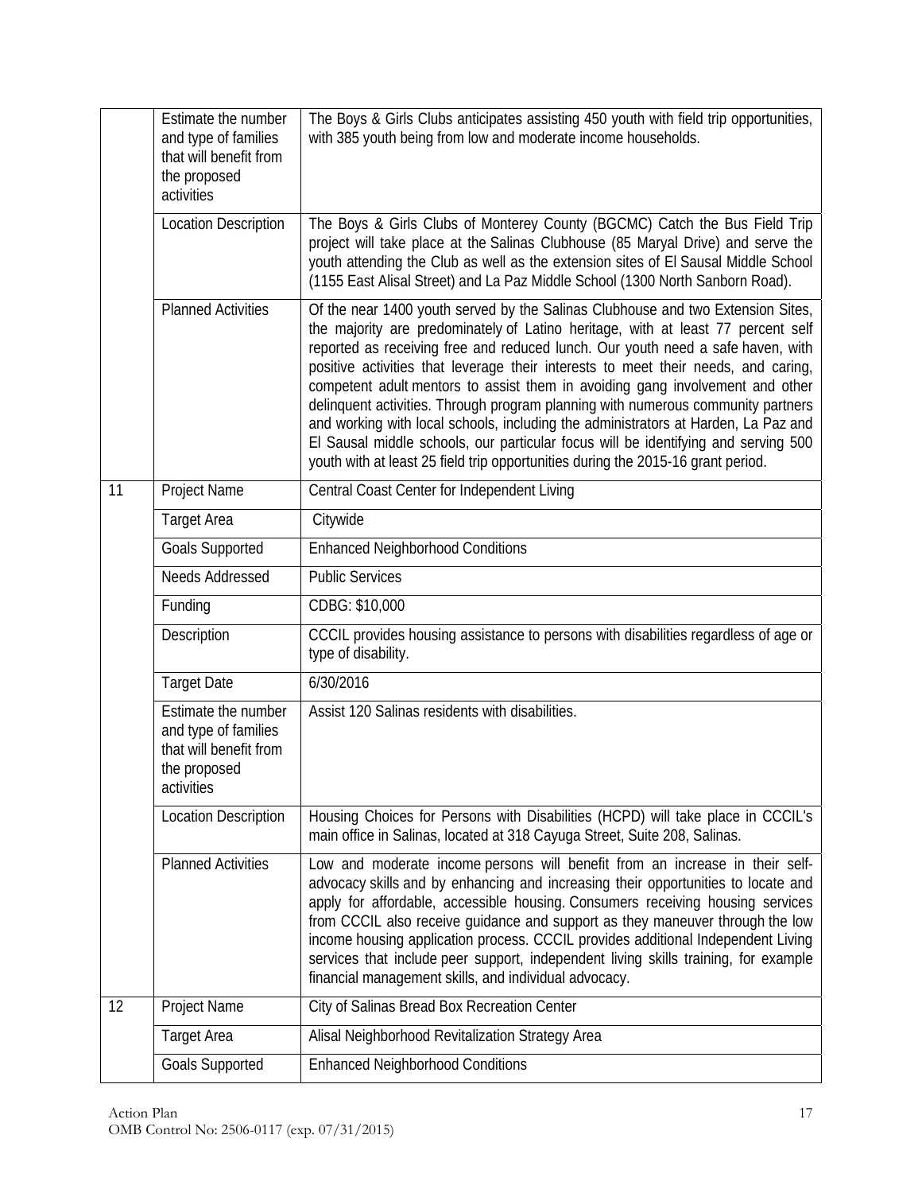| | | |
|---|---|---|
| | Estimate the number and type of families that will benefit from the proposed activities | The Boys & Girls Clubs anticipates assisting 450 youth with field trip opportunities, with 385 youth being from low and moderate income households. |
| | Location Description | The Boys & Girls Clubs of Monterey County (BGCMC) Catch the Bus Field Trip project will take place at the Salinas Clubhouse (85 Maryal Drive) and serve the youth attending the Club as well as the extension sites of El Sausal Middle School (1155 East Alisal Street) and La Paz Middle School (1300 North Sanborn Road). |
| | Planned Activities | Of the near 1400 youth served by the Salinas Clubhouse and two Extension Sites, the majority are predominately of Latino heritage, with at least 77 percent self reported as receiving free and reduced lunch. Our youth need a safe haven, with positive activities that leverage their interests to meet their needs, and caring, competent adult mentors to assist them in avoiding gang involvement and other delinquent activities. Through program planning with numerous community partners and working with local schools, including the administrators at Harden, La Paz and El Sausal middle schools, our particular focus will be identifying and serving 500 youth with at least 25 field trip opportunities during the 2015-16 grant period. |
| 11 | Project Name | Central Coast Center for Independent Living |
| | Target Area | Citywide |
| | Goals Supported | Enhanced Neighborhood Conditions |
| | Needs Addressed | Public Services |
| | Funding | CDBG: $10,000 |
| | Description | CCCIL provides housing assistance to persons with disabilities regardless of age or type of disability. |
| | Target Date | 6/30/2016 |
| | Estimate the number and type of families that will benefit from the proposed activities | Assist 120 Salinas residents with disabilities. |
| | Location Description | Housing Choices for Persons with Disabilities (HCPD) will take place in CCCIL's main office in Salinas, located at 318 Cayuga Street, Suite 208, Salinas. |
| | Planned Activities | Low and moderate income persons will benefit from an increase in their self-advocacy skills and by enhancing and increasing their opportunities to locate and apply for affordable, accessible housing. Consumers receiving housing services from CCCIL also receive guidance and support as they maneuver through the low income housing application process. CCCIL provides additional Independent Living services that include peer support, independent living skills training, for example financial management skills, and individual advocacy. |
| 12 | Project Name | City of Salinas Bread Box Recreation Center |
| | Target Area | Alisal Neighborhood Revitalization Strategy Area |
| | Goals Supported | Enhanced Neighborhood Conditions |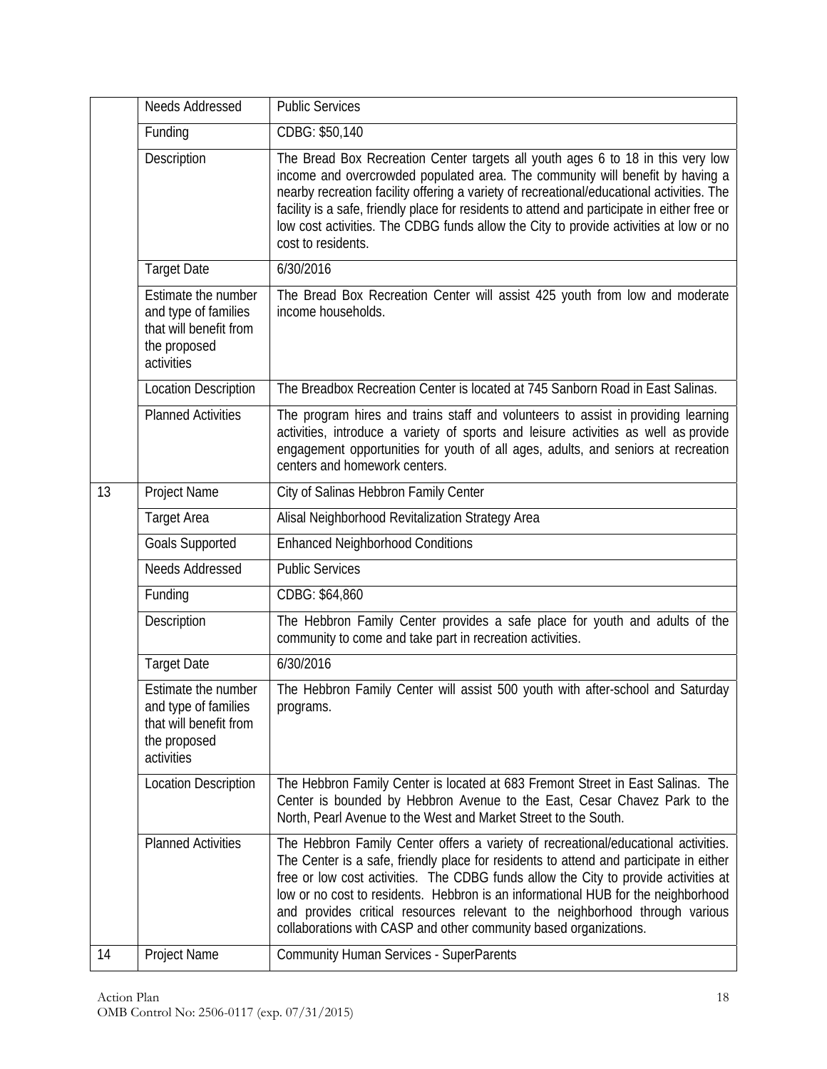| | | |
|---|---|---|
| | Needs Addressed | Public Services |
| | Funding | CDBG: $50,140 |
| | Description | The Bread Box Recreation Center targets all youth ages 6 to 18 in this very low income and overcrowded populated area. The community will benefit by having a nearby recreation facility offering a variety of recreational/educational activities. The facility is a safe, friendly place for residents to attend and participate in either free or low cost activities. The CDBG funds allow the City to provide activities at low or no cost to residents. |
| | Target Date | 6/30/2016 |
| | Estimate the number and type of families that will benefit from the proposed activities | The Bread Box Recreation Center will assist 425 youth from low and moderate income households. |
| | Location Description | The Breadbox Recreation Center is located at 745 Sanborn Road in East Salinas. |
| | Planned Activities | The program hires and trains staff and volunteers to assist in providing learning activities, introduce a variety of sports and leisure activities as well as provide engagement opportunities for youth of all ages, adults, and seniors at recreation centers and homework centers. |
| 13 | Project Name | City of Salinas Hebbron Family Center |
| | Target Area | Alisal Neighborhood Revitalization Strategy Area |
| | Goals Supported | Enhanced Neighborhood Conditions |
| | Needs Addressed | Public Services |
| | Funding | CDBG: $64,860 |
| | Description | The Hebbron Family Center provides a safe place for youth and adults of the community to come and take part in recreation activities. |
| | Target Date | 6/30/2016 |
| | Estimate the number and type of families that will benefit from the proposed activities | The Hebbron Family Center will assist 500 youth with after-school and Saturday programs. |
| | Location Description | The Hebbron Family Center is located at 683 Fremont Street in East Salinas. The Center is bounded by Hebbron Avenue to the East, Cesar Chavez Park to the North, Pearl Avenue to the West and Market Street to the South. |
| | Planned Activities | The Hebbron Family Center offers a variety of recreational/educational activities. The Center is a safe, friendly place for residents to attend and participate in either free or low cost activities. The CDBG funds allow the City to provide activities at low or no cost to residents. Hebbron is an informational HUB for the neighborhood and provides critical resources relevant to the neighborhood through various collaborations with CASP and other community based organizations. |
| 14 | Project Name | Community Human Services - SuperParents |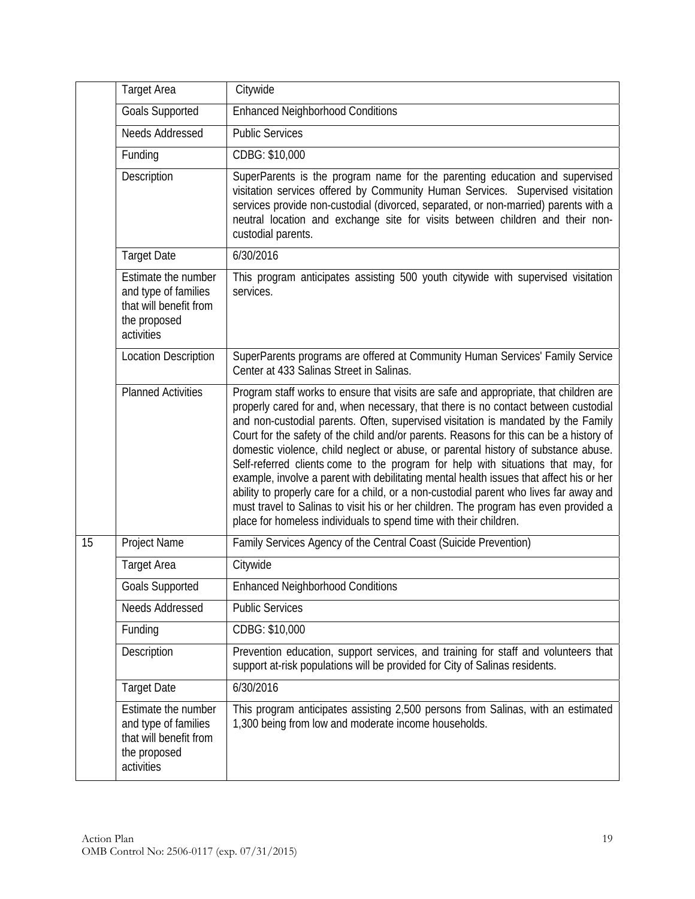| | | |
|---|---|---|
| | Target Area | Citywide |
| | Goals Supported | Enhanced Neighborhood Conditions |
| | Needs Addressed | Public Services |
| | Funding | CDBG: $10,000 |
| | Description | SuperParents is the program name for the parenting education and supervised visitation services offered by Community Human Services. Supervised visitation services provide non-custodial (divorced, separated, or non-married) parents with a neutral location and exchange site for visits between children and their non-custodial parents. |
| | Target Date | 6/30/2016 |
| | Estimate the number and type of families that will benefit from the proposed activities | This program anticipates assisting 500 youth citywide with supervised visitation services. |
| | Location Description | SuperParents programs are offered at Community Human Services' Family Service Center at 433 Salinas Street in Salinas. |
| | Planned Activities | Program staff works to ensure that visits are safe and appropriate, that children are properly cared for and, when necessary, that there is no contact between custodial and non-custodial parents. Often, supervised visitation is mandated by the Family Court for the safety of the child and/or parents. Reasons for this can be a history of domestic violence, child neglect or abuse, or parental history of substance abuse. Self-referred clients come to the program for help with situations that may, for example, involve a parent with debilitating mental health issues that affect his or her ability to properly care for a child, or a non-custodial parent who lives far away and must travel to Salinas to visit his or her children. The program has even provided a place for homeless individuals to spend time with their children. |
| 15 | Project Name | Family Services Agency of the Central Coast (Suicide Prevention) |
| | Target Area | Citywide |
| | Goals Supported | Enhanced Neighborhood Conditions |
| | Needs Addressed | Public Services |
| | Funding | CDBG: $10,000 |
| | Description | Prevention education, support services, and training for staff and volunteers that support at-risk populations will be provided for City of Salinas residents. |
| | Target Date | 6/30/2016 |
| | Estimate the number and type of families that will benefit from the proposed activities | This program anticipates assisting 2,500 persons from Salinas, with an estimated 1,300 being from low and moderate income households. |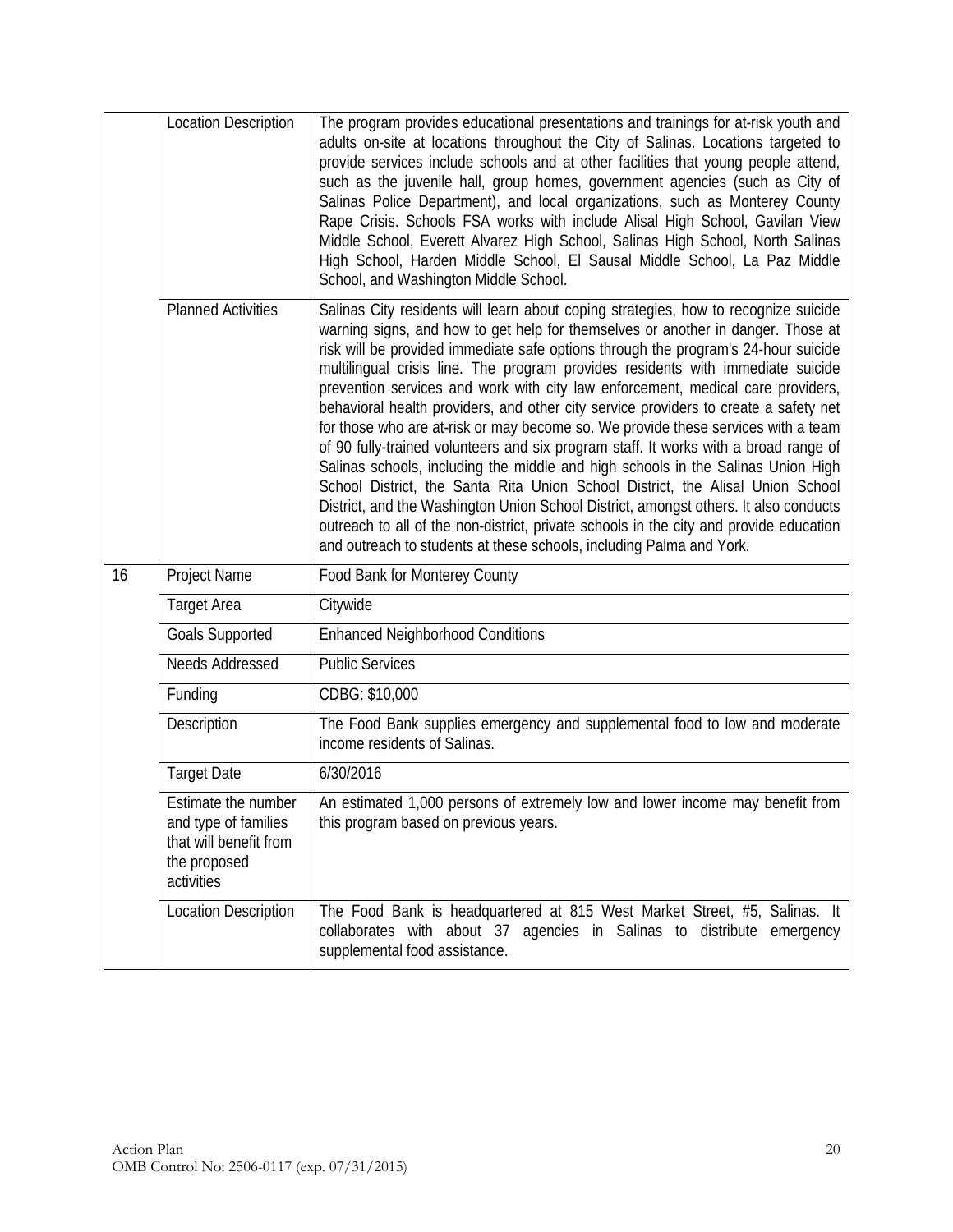| | | |
|---|---|---|
| | Location Description | The program provides educational presentations and trainings for at-risk youth and adults on-site at locations throughout the City of Salinas. Locations targeted to provide services include schools and at other facilities that young people attend, such as the juvenile hall, group homes, government agencies (such as City of Salinas Police Department), and local organizations, such as Monterey County Rape Crisis. Schools FSA works with include Alisal High School, Gavilan View Middle School, Everett Alvarez High School, Salinas High School, North Salinas High School, Harden Middle School, El Sausal Middle School, La Paz Middle School, and Washington Middle School. |
| | Planned Activities | Salinas City residents will learn about coping strategies, how to recognize suicide warning signs, and how to get help for themselves or another in danger. Those at risk will be provided immediate safe options through the program's 24-hour suicide multilingual crisis line. The program provides residents with immediate suicide prevention services and work with city law enforcement, medical care providers, behavioral health providers, and other city service providers to create a safety net for those who are at-risk or may become so. We provide these services with a team of 90 fully-trained volunteers and six program staff. It works with a broad range of Salinas schools, including the middle and high schools in the Salinas Union High School District, the Santa Rita Union School District, the Alisal Union School District, and the Washington Union School District, amongst others. It also conducts outreach to all of the non-district, private schools in the city and provide education and outreach to students at these schools, including Palma and York. |
| 16 | Project Name | Food Bank for Monterey County |
| | Target Area | Citywide |
| | Goals Supported | Enhanced Neighborhood Conditions |
| | Needs Addressed | Public Services |
| | Funding | CDBG: $10,000 |
| | Description | The Food Bank supplies emergency and supplemental food to low and moderate income residents of Salinas. |
| | Target Date | 6/30/2016 |
| | Estimate the number and type of families that will benefit from the proposed activities | An estimated 1,000 persons of extremely low and lower income may benefit from this program based on previous years. |
| | Location Description | The Food Bank is headquartered at 815 West Market Street, #5, Salinas. It collaborates with about 37 agencies in Salinas to distribute emergency supplemental food assistance. |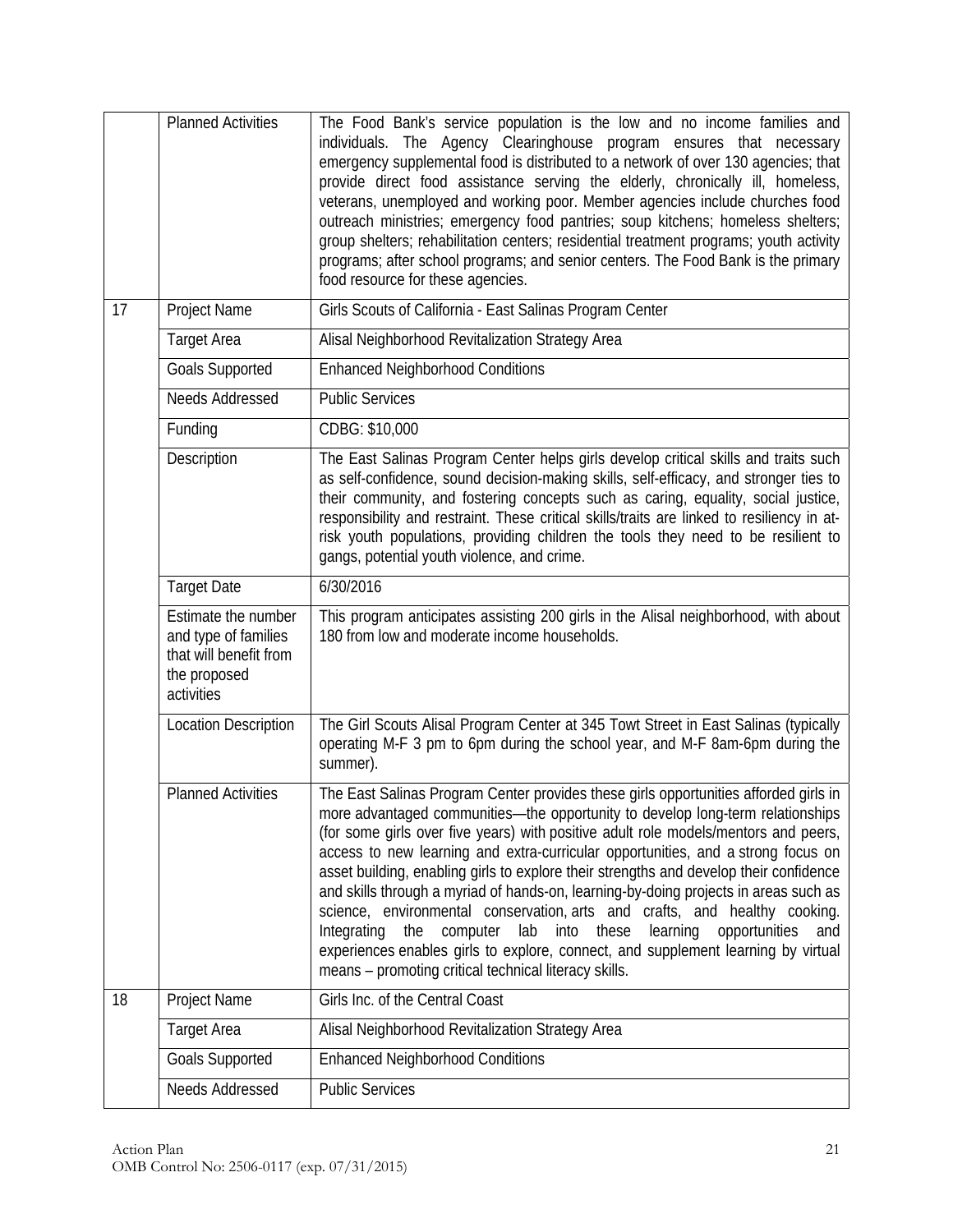| | | |
|---|---|---|
| | Planned Activities | The Food Bank's service population is the low and no income families and individuals. The Agency Clearinghouse program ensures that necessary emergency supplemental food is distributed to a network of over 130 agencies; that provide direct food assistance serving the elderly, chronically ill, homeless, veterans, unemployed and working poor. Member agencies include churches food outreach ministries; emergency food pantries; soup kitchens; homeless shelters; group shelters; rehabilitation centers; residential treatment programs; youth activity programs; after school programs; and senior centers. The Food Bank is the primary food resource for these agencies. |
| 17 | Project Name | Girls Scouts of California - East Salinas Program Center |
| | Target Area | Alisal Neighborhood Revitalization Strategy Area |
| | Goals Supported | Enhanced Neighborhood Conditions |
| | Needs Addressed | Public Services |
| | Funding | CDBG: $10,000 |
| | Description | The East Salinas Program Center helps girls develop critical skills and traits such as self-confidence, sound decision-making skills, self-efficacy, and stronger ties to their community, and fostering concepts such as caring, equality, social justice, responsibility and restraint. These critical skills/traits are linked to resiliency in at-risk youth populations, providing children the tools they need to be resilient to gangs, potential youth violence, and crime. |
| | Target Date | 6/30/2016 |
| | Estimate the number and type of families that will benefit from the proposed activities | This program anticipates assisting 200 girls in the Alisal neighborhood, with about 180 from low and moderate income households. |
| | Location Description | The Girl Scouts Alisal Program Center at 345 Towt Street in East Salinas (typically operating M-F 3 pm to 6pm during the school year, and M-F 8am-6pm during the summer). |
| | Planned Activities | The East Salinas Program Center provides these girls opportunities afforded girls in more advantaged communities—the opportunity to develop long-term relationships (for some girls over five years) with positive adult role models/mentors and peers, access to new learning and extra-curricular opportunities, and a strong focus on asset building, enabling girls to explore their strengths and develop their confidence and skills through a myriad of hands-on, learning-by-doing projects in areas such as science, environmental conservation, arts and crafts, and healthy cooking. Integrating the computer lab into these learning opportunities and experiences enables girls to explore, connect, and supplement learning by virtual means – promoting critical technical literacy skills. |
| 18 | Project Name | Girls Inc. of the Central Coast |
| | Target Area | Alisal Neighborhood Revitalization Strategy Area |
| | Goals Supported | Enhanced Neighborhood Conditions |
| | Needs Addressed | Public Services |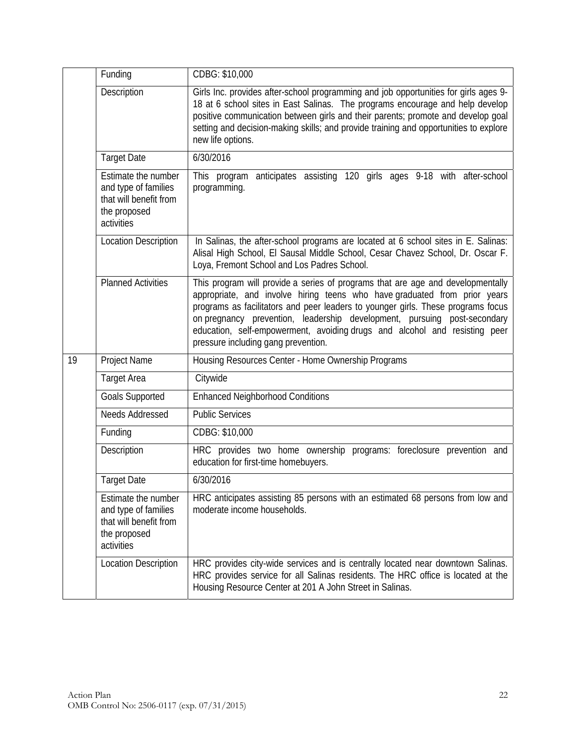| | | |
|---|---|---|
| | Funding | CDBG: $10,000 |
| | Description | Girls Inc. provides after-school programming and job opportunities for girls ages 9-18 at 6 school sites in East Salinas. The programs encourage and help develop positive communication between girls and their parents; promote and develop goal setting and decision-making skills; and provide training and opportunities to explore new life options. |
| | Target Date | 6/30/2016 |
| | Estimate the number and type of families that will benefit from the proposed activities | This program anticipates assisting 120 girls ages 9-18 with after-school programming. |
| | Location Description | In Salinas, the after-school programs are located at 6 school sites in E. Salinas: Alisal High School, El Sausal Middle School, Cesar Chavez School, Dr. Oscar F. Loya, Fremont School and Los Padres School. |
| | Planned Activities | This program will provide a series of programs that are age and developmentally appropriate, and involve hiring teens who have graduated from prior years programs as facilitators and peer leaders to younger girls. These programs focus on pregnancy prevention, leadership development, pursuing post-secondary education, self-empowerment, avoiding drugs and alcohol and resisting peer pressure including gang prevention. |
| 19 | Project Name | Housing Resources Center - Home Ownership Programs |
| | Target Area | Citywide |
| | Goals Supported | Enhanced Neighborhood Conditions |
| | Needs Addressed | Public Services |
| | Funding | CDBG: $10,000 |
| | Description | HRC provides two home ownership programs: foreclosure prevention and education for first-time homebuyers. |
| | Target Date | 6/30/2016 |
| | Estimate the number and type of families that will benefit from the proposed activities | HRC anticipates assisting 85 persons with an estimated 68 persons from low and moderate income households. |
| | Location Description | HRC provides city-wide services and is centrally located near downtown Salinas. HRC provides service for all Salinas residents. The HRC office is located at the Housing Resource Center at 201 A John Street in Salinas. |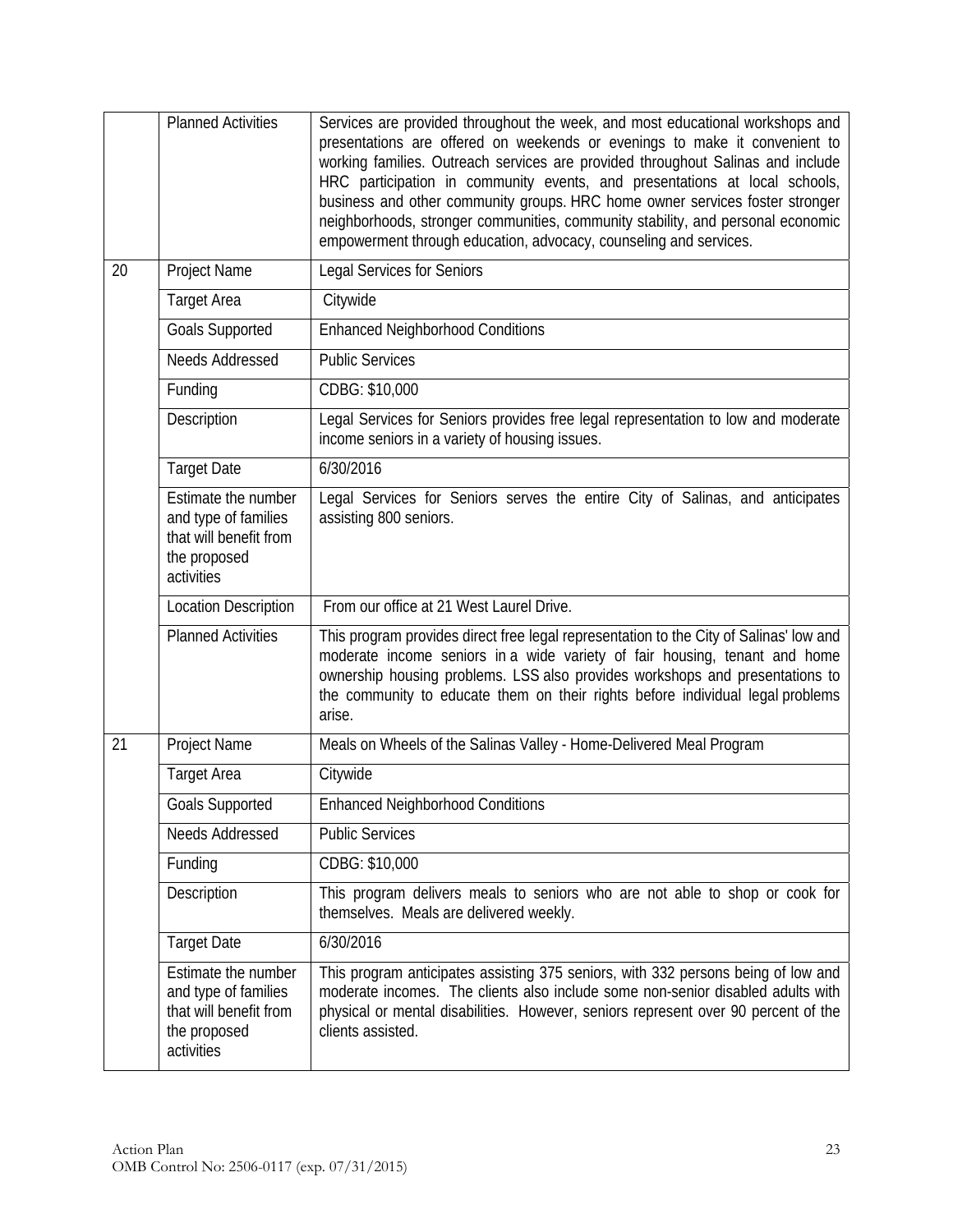| | | |
|---|---|---|
| | Planned Activities | Services are provided throughout the week, and most educational workshops and presentations are offered on weekends or evenings to make it convenient to working families. Outreach services are provided throughout Salinas and include HRC participation in community events, and presentations at local schools, business and other community groups. HRC home owner services foster stronger neighborhoods, stronger communities, community stability, and personal economic empowerment through education, advocacy, counseling and services. |
| 20 | Project Name | Legal Services for Seniors |
| | Target Area | Citywide |
| | Goals Supported | Enhanced Neighborhood Conditions |
| | Needs Addressed | Public Services |
| | Funding | CDBG: $10,000 |
| | Description | Legal Services for Seniors provides free legal representation to low and moderate income seniors in a variety of housing issues. |
| | Target Date | 6/30/2016 |
| | Estimate the number and type of families that will benefit from the proposed activities | Legal Services for Seniors serves the entire City of Salinas, and anticipates assisting 800 seniors. |
| | Location Description | From our office at 21 West Laurel Drive. |
| | Planned Activities | This program provides direct free legal representation to the City of Salinas' low and moderate income seniors in a wide variety of fair housing, tenant and home ownership housing problems. LSS also provides workshops and presentations to the community to educate them on their rights before individual legal problems arise. |
| 21 | Project Name | Meals on Wheels of the Salinas Valley - Home-Delivered Meal Program |
| | Target Area | Citywide |
| | Goals Supported | Enhanced Neighborhood Conditions |
| | Needs Addressed | Public Services |
| | Funding | CDBG: $10,000 |
| | Description | This program delivers meals to seniors who are not able to shop or cook for themselves. Meals are delivered weekly. |
| | Target Date | 6/30/2016 |
| | Estimate the number and type of families that will benefit from the proposed activities | This program anticipates assisting 375 seniors, with 332 persons being of low and moderate incomes. The clients also include some non-senior disabled adults with physical or mental disabilities. However, seniors represent over 90 percent of the clients assisted. |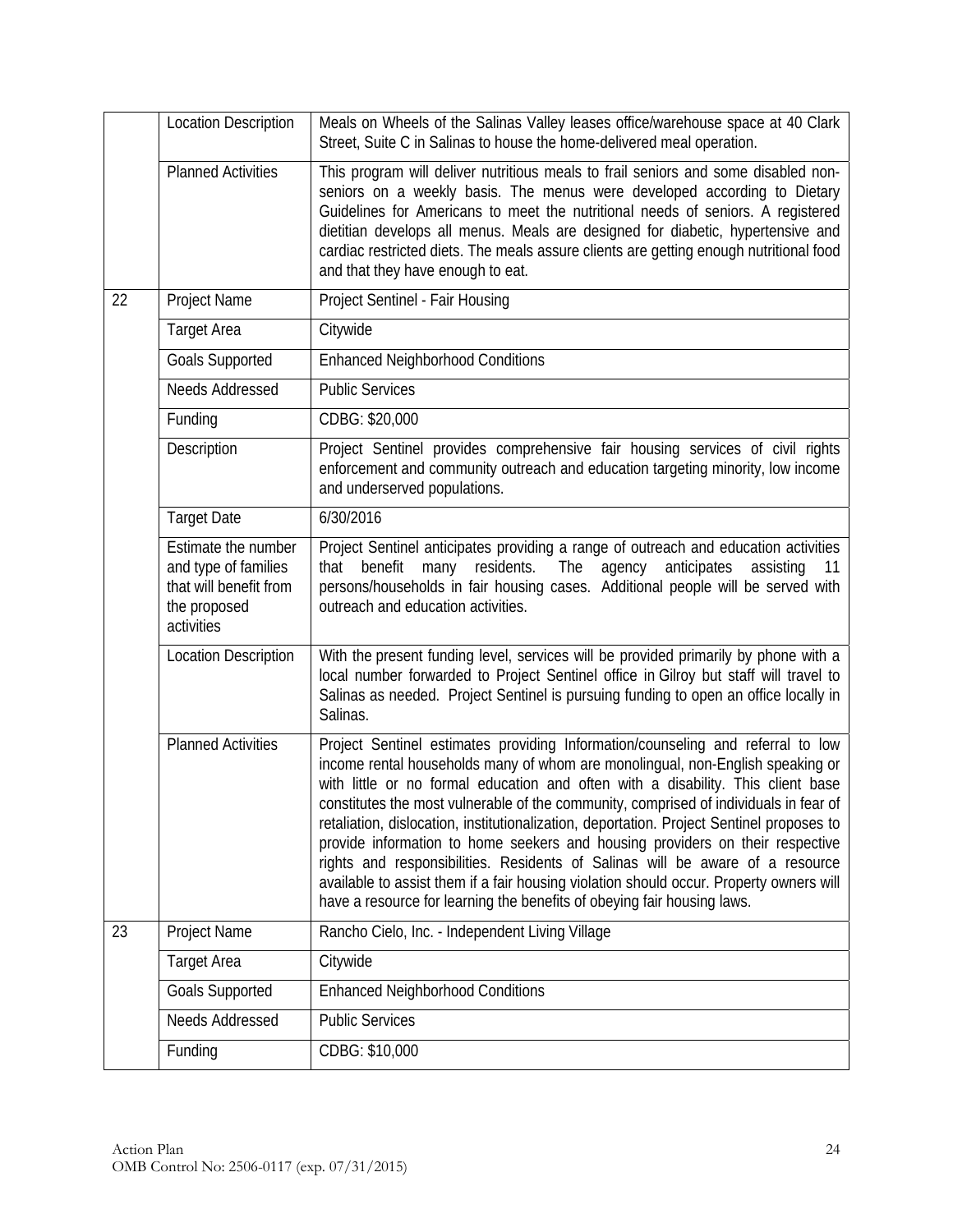| | | |
|---|---|---|
| | Location Description | Meals on Wheels of the Salinas Valley leases office/warehouse space at 40 Clark Street, Suite C in Salinas to house the home-delivered meal operation. |
| | Planned Activities | This program will deliver nutritious meals to frail seniors and some disabled non-seniors on a weekly basis. The menus were developed according to Dietary Guidelines for Americans to meet the nutritional needs of seniors. A registered dietitian develops all menus. Meals are designed for diabetic, hypertensive and cardiac restricted diets. The meals assure clients are getting enough nutritional food and that they have enough to eat. |
| 22 | Project Name | Project Sentinel - Fair Housing |
| | Target Area | Citywide |
| | Goals Supported | Enhanced Neighborhood Conditions |
| | Needs Addressed | Public Services |
| | Funding | CDBG: $20,000 |
| | Description | Project Sentinel provides comprehensive fair housing services of civil rights enforcement and community outreach and education targeting minority, low income and underserved populations. |
| | Target Date | 6/30/2016 |
| | Estimate the number and type of families that will benefit from the proposed activities | Project Sentinel anticipates providing a range of outreach and education activities that benefit many residents. The agency anticipates assisting 11 persons/households in fair housing cases. Additional people will be served with outreach and education activities. |
| | Location Description | With the present funding level, services will be provided primarily by phone with a local number forwarded to Project Sentinel office in Gilroy but staff will travel to Salinas as needed. Project Sentinel is pursuing funding to open an office locally in Salinas. |
| | Planned Activities | Project Sentinel estimates providing Information/counseling and referral to low income rental households many of whom are monolingual, non-English speaking or with little or no formal education and often with a disability. This client base constitutes the most vulnerable of the community, comprised of individuals in fear of retaliation, dislocation, institutionalization, deportation. Project Sentinel proposes to provide information to home seekers and housing providers on their respective rights and responsibilities. Residents of Salinas will be aware of a resource available to assist them if a fair housing violation should occur. Property owners will have a resource for learning the benefits of obeying fair housing laws. |
| 23 | Project Name | Rancho Cielo, Inc. - Independent Living Village |
| | Target Area | Citywide |
| | Goals Supported | Enhanced Neighborhood Conditions |
| | Needs Addressed | Public Services |
| | Funding | CDBG: $10,000 |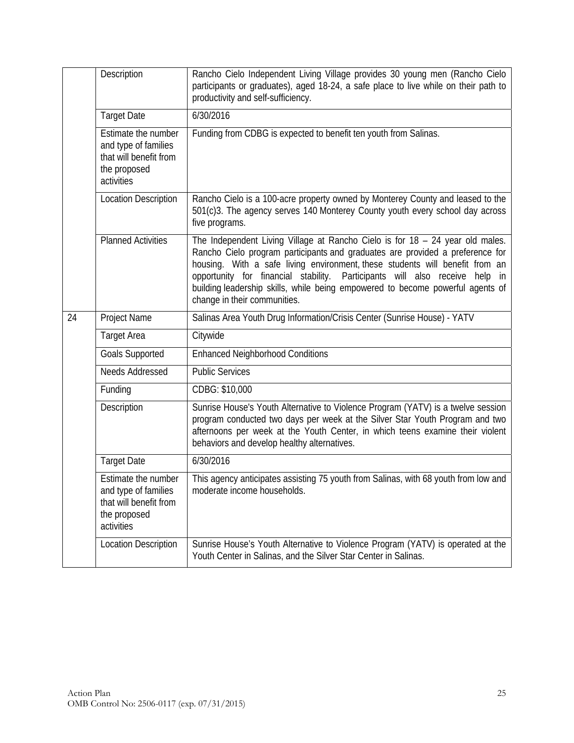|  |  |  |
|---|---|---|
|  | Description | Rancho Cielo Independent Living Village provides 30 young men (Rancho Cielo participants or graduates), aged 18-24, a safe place to live while on their path to productivity and self-sufficiency. |
|  | Target Date | 6/30/2016 |
|  | Estimate the number and type of families that will benefit from the proposed activities | Funding from CDBG is expected to benefit ten youth from Salinas. |
|  | Location Description | Rancho Cielo is a 100-acre property owned by Monterey County and leased to the 501(c)3. The agency serves 140 Monterey County youth every school day across five programs. |
|  | Planned Activities | The Independent Living Village at Rancho Cielo is for 18 – 24 year old males. Rancho Cielo program participants and graduates are provided a preference for housing. With a safe living environment, these students will benefit from an opportunity for financial stability. Participants will also receive help in building leadership skills, while being empowered to become powerful agents of change in their communities. |
| 24 | Project Name | Salinas Area Youth Drug Information/Crisis Center (Sunrise House) - YATV |
|  | Target Area | Citywide |
|  | Goals Supported | Enhanced Neighborhood Conditions |
|  | Needs Addressed | Public Services |
|  | Funding | CDBG: $10,000 |
|  | Description | Sunrise House's Youth Alternative to Violence Program (YATV) is a twelve session program conducted two days per week at the Silver Star Youth Program and two afternoons per week at the Youth Center, in which teens examine their violent behaviors and develop healthy alternatives. |
|  | Target Date | 6/30/2016 |
|  | Estimate the number and type of families that will benefit from the proposed activities | This agency anticipates assisting 75 youth from Salinas, with 68 youth from low and moderate income households. |
|  | Location Description | Sunrise House's Youth Alternative to Violence Program (YATV) is operated at the Youth Center in Salinas, and the Silver Star Center in Salinas. |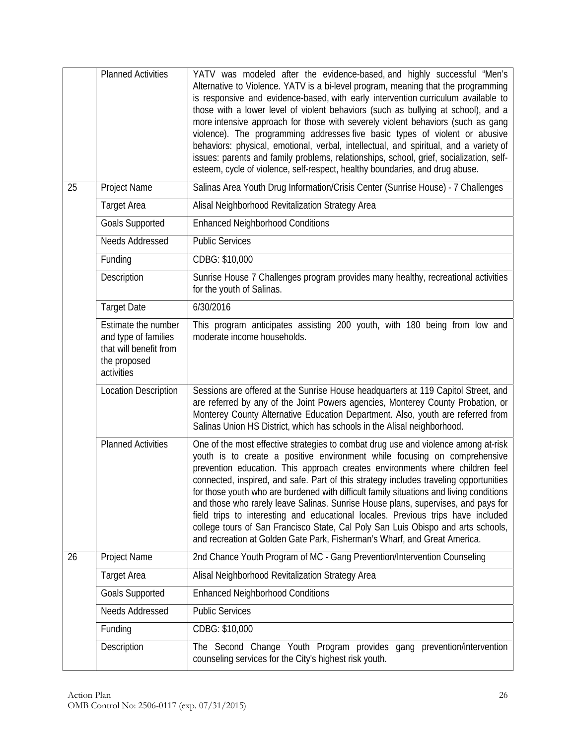| | | |
|---|---|---|
| | Planned Activities | YATV was modeled after the evidence-based, and highly successful "Men's Alternative to Violence. YATV is a bi-level program, meaning that the programming is responsive and evidence-based, with early intervention curriculum available to those with a lower level of violent behaviors (such as bullying at school), and a more intensive approach for those with severely violent behaviors (such as gang violence). The programming addresses five basic types of violent or abusive behaviors: physical, emotional, verbal, intellectual, and spiritual, and a variety of issues: parents and family problems, relationships, school, grief, socialization, self-esteem, cycle of violence, self-respect, healthy boundaries, and drug abuse. |
| 25 | Project Name | Salinas Area Youth Drug Information/Crisis Center (Sunrise House) - 7 Challenges |
| | Target Area | Alisal Neighborhood Revitalization Strategy Area |
| | Goals Supported | Enhanced Neighborhood Conditions |
| | Needs Addressed | Public Services |
| | Funding | CDBG: $10,000 |
| | Description | Sunrise House 7 Challenges program provides many healthy, recreational activities for the youth of Salinas. |
| | Target Date | 6/30/2016 |
| | Estimate the number and type of families that will benefit from the proposed activities | This program anticipates assisting 200 youth, with 180 being from low and moderate income households. |
| | Location Description | Sessions are offered at the Sunrise House headquarters at 119 Capitol Street, and are referred by any of the Joint Powers agencies, Monterey County Probation, or Monterey County Alternative Education Department. Also, youth are referred from Salinas Union HS District, which has schools in the Alisal neighborhood. |
| | Planned Activities | One of the most effective strategies to combat drug use and violence among at-risk youth is to create a positive environment while focusing on comprehensive prevention education. This approach creates environments where children feel connected, inspired, and safe. Part of this strategy includes traveling opportunities for those youth who are burdened with difficult family situations and living conditions and those who rarely leave Salinas. Sunrise House plans, supervises, and pays for field trips to interesting and educational locales. Previous trips have included college tours of San Francisco State, Cal Poly San Luis Obispo and arts schools, and recreation at Golden Gate Park, Fisherman's Wharf, and Great America. |
| 26 | Project Name | 2nd Chance Youth Program of MC - Gang Prevention/Intervention Counseling |
| | Target Area | Alisal Neighborhood Revitalization Strategy Area |
| | Goals Supported | Enhanced Neighborhood Conditions |
| | Needs Addressed | Public Services |
| | Funding | CDBG: $10,000 |
| | Description | The Second Change Youth Program provides gang prevention/intervention counseling services for the City's highest risk youth. |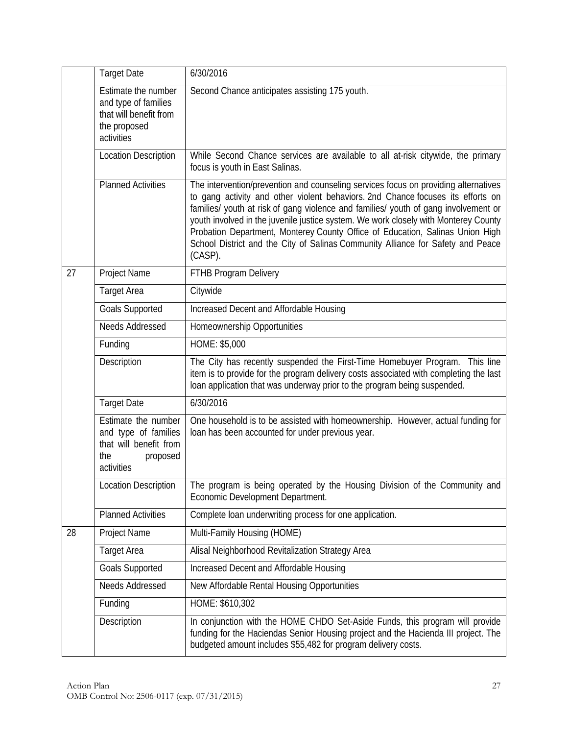| | | |
|---|---|---|
| | Target Date | 6/30/2016 |
| | Estimate the number and type of families that will benefit from the proposed activities | Second Chance anticipates assisting 175 youth. |
| | Location Description | While Second Chance services are available to all at-risk citywide, the primary focus is youth in East Salinas. |
| | Planned Activities | The intervention/prevention and counseling services focus on providing alternatives to gang activity and other violent behaviors. 2nd Chance focuses its efforts on families/ youth at risk of gang violence and families/ youth of gang involvement or youth involved in the juvenile justice system. We work closely with Monterey County Probation Department, Monterey County Office of Education, Salinas Union High School District and the City of Salinas Community Alliance for Safety and Peace (CASP). |
| 27 | Project Name | FTHB Program Delivery |
| | Target Area | Citywide |
| | Goals Supported | Increased Decent and Affordable Housing |
| | Needs Addressed | Homeownership Opportunities |
| | Funding | HOME: $5,000 |
| | Description | The City has recently suspended the First-Time Homebuyer Program. This line item is to provide for the program delivery costs associated with completing the last loan application that was underway prior to the program being suspended. |
| | Target Date | 6/30/2016 |
| | Estimate the number and type of families that will benefit from the proposed activities | One household is to be assisted with homeownership. However, actual funding for loan has been accounted for under previous year. |
| | Location Description | The program is being operated by the Housing Division of the Community and Economic Development Department. |
| | Planned Activities | Complete loan underwriting process for one application. |
| 28 | Project Name | Multi-Family Housing (HOME) |
| | Target Area | Alisal Neighborhood Revitalization Strategy Area |
| | Goals Supported | Increased Decent and Affordable Housing |
| | Needs Addressed | New Affordable Rental Housing Opportunities |
| | Funding | HOME: $610,302 |
| | Description | In conjunction with the HOME CHDO Set-Aside Funds, this program will provide funding for the Haciendas Senior Housing project and the Hacienda III project. The budgeted amount includes $55,482 for program delivery costs. |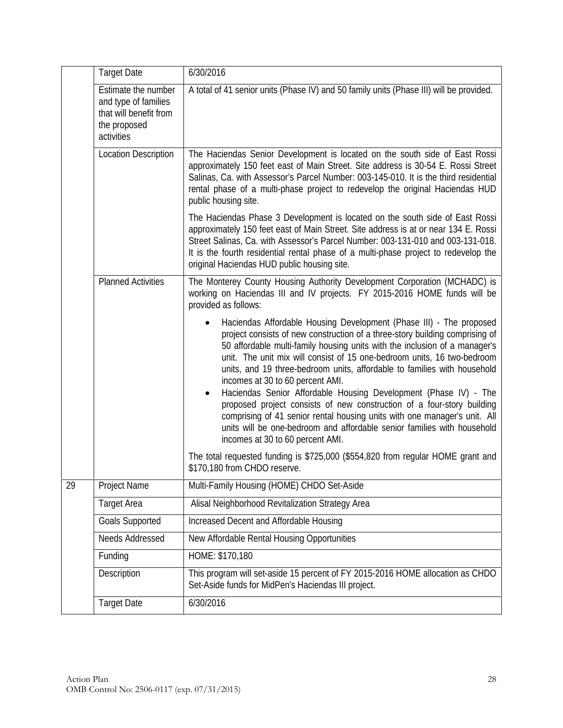| | | |
|---|---|---|
| | Target Date | 6/30/2016 |
| | Estimate the number and type of families that will benefit from the proposed activities | A total of 41 senior units (Phase IV) and 50 family units (Phase III) will be provided. |
| | Location Description | The Haciendas Senior Development is located on the south side of East Rossi approximately 150 feet east of Main Street. Site address is 30-54 E. Rossi Street Salinas, Ca. with Assessor's Parcel Number: 003-145-010. It is the third residential rental phase of a multi-phase project to redevelop the original Haciendas HUD public housing site.<br><br>The Haciendas Phase 3 Development is located on the south side of East Rossi approximately 150 feet east of Main Street. Site address is at or near 134 E. Rossi Street Salinas, Ca. with Assessor's Parcel Number: 003-131-010 and 003-131-018. It is the fourth residential rental phase of a multi-phase project to redevelop the original Haciendas HUD public housing site. |
| | Planned Activities | The Monterey County Housing Authority Development Corporation (MCHADC) is working on Haciendas III and IV projects. FY 2015-2016 HOME funds will be provided as follows:<br><br>• Haciendas Affordable Housing Development (Phase III) - The proposed project consists of new construction of a three-story building comprising of 50 affordable multi-family housing units with the inclusion of a manager's unit. The unit mix will consist of 15 one-bedroom units, 16 two-bedroom units, and 19 three-bedroom units, affordable to families with household incomes at 30 to 60 percent AMI.<br>• Haciendas Senior Affordable Housing Development (Phase IV) - The proposed project consists of new construction of a four-story building comprising of 41 senior rental housing units with one manager's unit. All units will be one-bedroom and affordable senior families with household incomes at 30 to 60 percent AMI.<br><br>The total requested funding is $725,000 ($554,820 from regular HOME grant and $170,180 from CHDO reserve. |
| 29 | Project Name | Multi-Family Housing (HOME) CHDO Set-Aside |
| | Target Area | Alisal Neighborhood Revitalization Strategy Area |
| | Goals Supported | Increased Decent and Affordable Housing |
| | Needs Addressed | New Affordable Rental Housing Opportunities |
| | Funding | HOME: $170,180 |
| | Description | This program will set-aside 15 percent of FY 2015-2016 HOME allocation as CHDO Set-Aside funds for MidPen's Haciendas III project. |
| | Target Date | 6/30/2016 |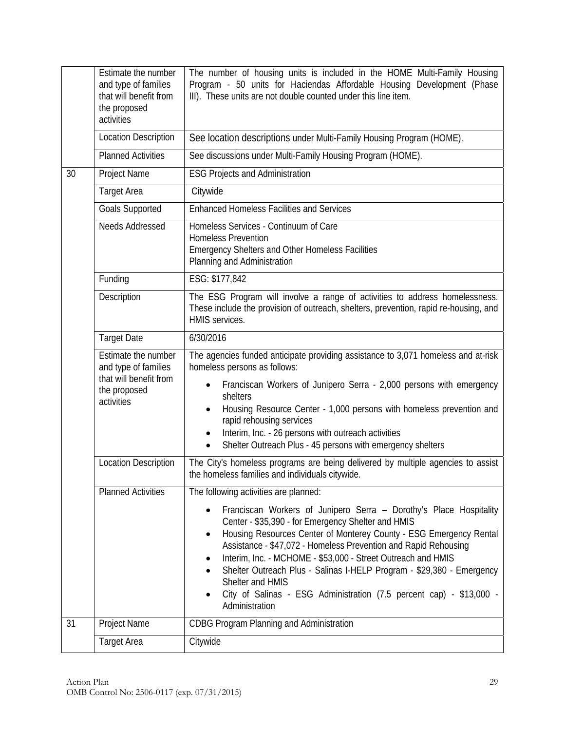| | | |
|---|---|---|
| | Estimate the number and type of families that will benefit from the proposed activities | The number of housing units is included in the HOME Multi-Family Housing Program - 50 units for Haciendas Affordable Housing Development (Phase III). These units are not double counted under this line item. |
| | Location Description | See location descriptions under Multi-Family Housing Program (HOME). |
| | Planned Activities | See discussions under Multi-Family Housing Program (HOME). |
| 30 | Project Name | ESG Projects and Administration |
| | Target Area | Citywide |
| | Goals Supported | Enhanced Homeless Facilities and Services |
| | Needs Addressed | Homeless Services - Continuum of Care<br>Homeless Prevention<br>Emergency Shelters and Other Homeless Facilities<br>Planning and Administration |
| | Funding | ESG: $177,842 |
| | Description | The ESG Program will involve a range of activities to address homelessness. These include the provision of outreach, shelters, prevention, rapid re-housing, and HMIS services. |
| | Target Date | 6/30/2016 |
| | Estimate the number and type of families that will benefit from the proposed activities | The agencies funded anticipate providing assistance to 3,071 homeless and at-risk homeless persons as follows:<br>• Franciscan Workers of Junipero Serra - 2,000 persons with emergency shelters<br>• Housing Resource Center - 1,000 persons with homeless prevention and rapid rehousing services<br>• Interim, Inc. - 26 persons with outreach activities<br>• Shelter Outreach Plus - 45 persons with emergency shelters |
| | Location Description | The City's homeless programs are being delivered by multiple agencies to assist the homeless families and individuals citywide. |
| | Planned Activities | The following activities are planned:<br>• Franciscan Workers of Junipero Serra – Dorothy's Place Hospitality Center - $35,390 - for Emergency Shelter and HMIS<br>• Housing Resources Center of Monterey County - ESG Emergency Rental Assistance - $47,072 - Homeless Prevention and Rapid Rehousing<br>• Interim, Inc. - MCHOME - $53,000 - Street Outreach and HMIS<br>• Shelter Outreach Plus - Salinas I-HELP Program - $29,380 - Emergency Shelter and HMIS<br>• City of Salinas - ESG Administration (7.5 percent cap) - $13,000 - Administration |
| 31 | Project Name | CDBG Program Planning and Administration |
| | Target Area | Citywide |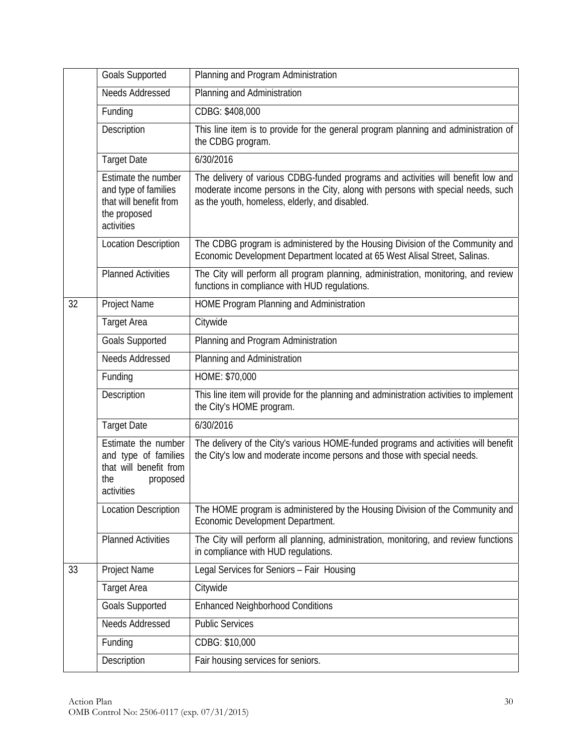| | | |
|---|---|---|
| | Goals Supported | Planning and Program Administration |
| | Needs Addressed | Planning and Administration |
| | Funding | CDBG: $408,000 |
| | Description | This line item is to provide for the general program planning and administration of the CDBG program. |
| | Target Date | 6/30/2016 |
| | Estimate the number and type of families that will benefit from the proposed activities | The delivery of various CDBG-funded programs and activities will benefit low and moderate income persons in the City, along with persons with special needs, such as the youth, homeless, elderly, and disabled. |
| | Location Description | The CDBG program is administered by the Housing Division of the Community and Economic Development Department located at 65 West Alisal Street, Salinas. |
| | Planned Activities | The City will perform all program planning, administration, monitoring, and review functions in compliance with HUD regulations. |
| 32 | Project Name | HOME Program Planning and Administration |
| | Target Area | Citywide |
| | Goals Supported | Planning and Program Administration |
| | Needs Addressed | Planning and Administration |
| | Funding | HOME: $70,000 |
| | Description | This line item will provide for the planning and administration activities to implement the City's HOME program. |
| | Target Date | 6/30/2016 |
| | Estimate the number and type of families that will benefit from the proposed activities | The delivery of the City's various HOME-funded programs and activities will benefit the City's low and moderate income persons and those with special needs. |
| | Location Description | The HOME program is administered by the Housing Division of the Community and Economic Development Department. |
| | Planned Activities | The City will perform all planning, administration, monitoring, and review functions in compliance with HUD regulations. |
| 33 | Project Name | Legal Services for Seniors – Fair Housing |
| | Target Area | Citywide |
| | Goals Supported | Enhanced Neighborhood Conditions |
| | Needs Addressed | Public Services |
| | Funding | CDBG: $10,000 |
| | Description | Fair housing services for seniors. |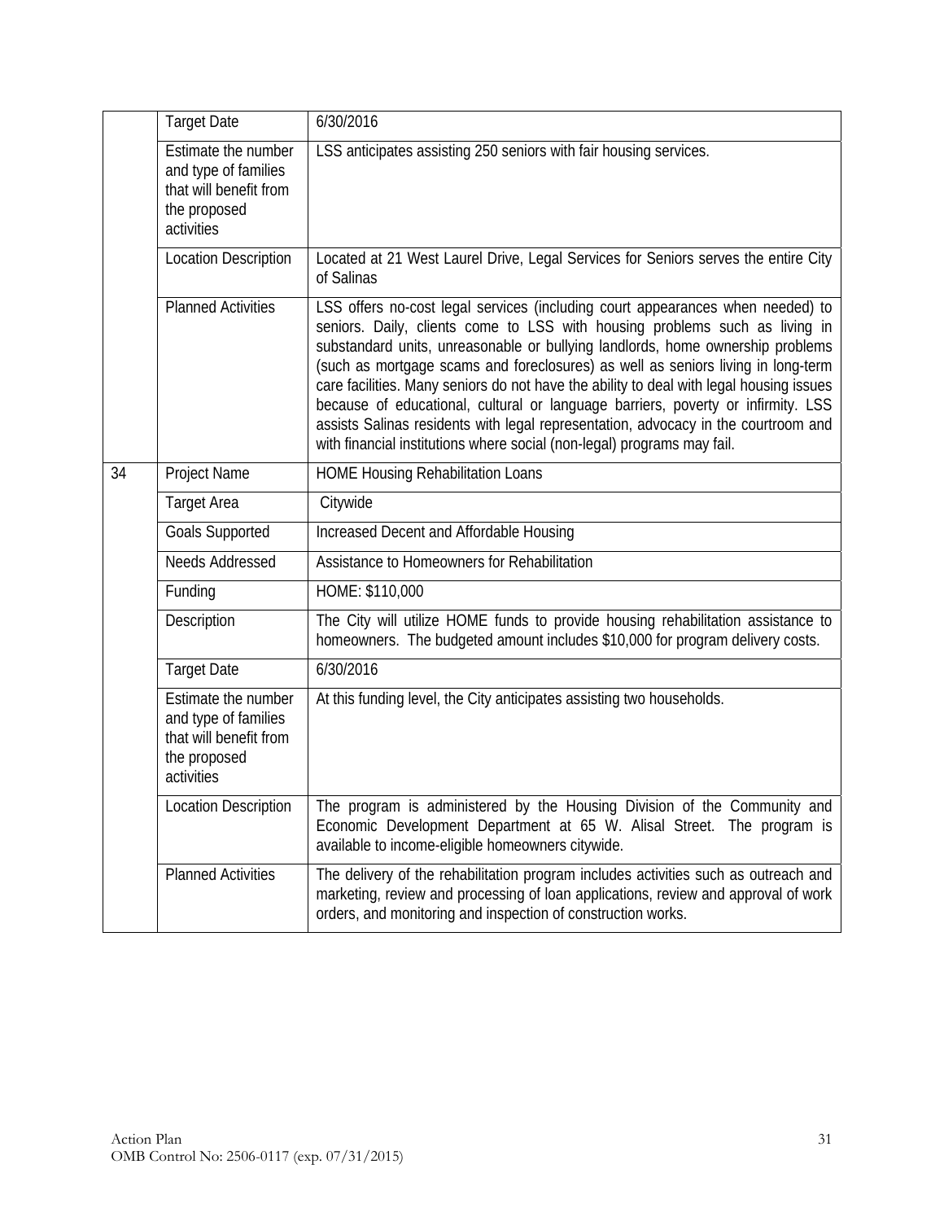| | | |
|---|---|---|
| | Target Date | 6/30/2016 |
| | Estimate the number and type of families that will benefit from the proposed activities | LSS anticipates assisting 250 seniors with fair housing services. |
| | Location Description | Located at 21 West Laurel Drive, Legal Services for Seniors serves the entire City of Salinas |
| | Planned Activities | LSS offers no-cost legal services (including court appearances when needed) to seniors. Daily, clients come to LSS with housing problems such as living in substandard units, unreasonable or bullying landlords, home ownership problems (such as mortgage scams and foreclosures) as well as seniors living in long-term care facilities. Many seniors do not have the ability to deal with legal housing issues because of educational, cultural or language barriers, poverty or infirmity. LSS assists Salinas residents with legal representation, advocacy in the courtroom and with financial institutions where social (non-legal) programs may fail. |
| 34 | Project Name | HOME Housing Rehabilitation Loans |
| | Target Area | Citywide |
| | Goals Supported | Increased Decent and Affordable Housing |
| | Needs Addressed | Assistance to Homeowners for Rehabilitation |
| | Funding | HOME: $110,000 |
| | Description | The City will utilize HOME funds to provide housing rehabilitation assistance to homeowners. The budgeted amount includes $10,000 for program delivery costs. |
| | Target Date | 6/30/2016 |
| | Estimate the number and type of families that will benefit from the proposed activities | At this funding level, the City anticipates assisting two households. |
| | Location Description | The program is administered by the Housing Division of the Community and Economic Development Department at 65 W. Alisal Street. The program is available to income-eligible homeowners citywide. |
| | Planned Activities | The delivery of the rehabilitation program includes activities such as outreach and marketing, review and processing of loan applications, review and approval of work orders, and monitoring and inspection of construction works. |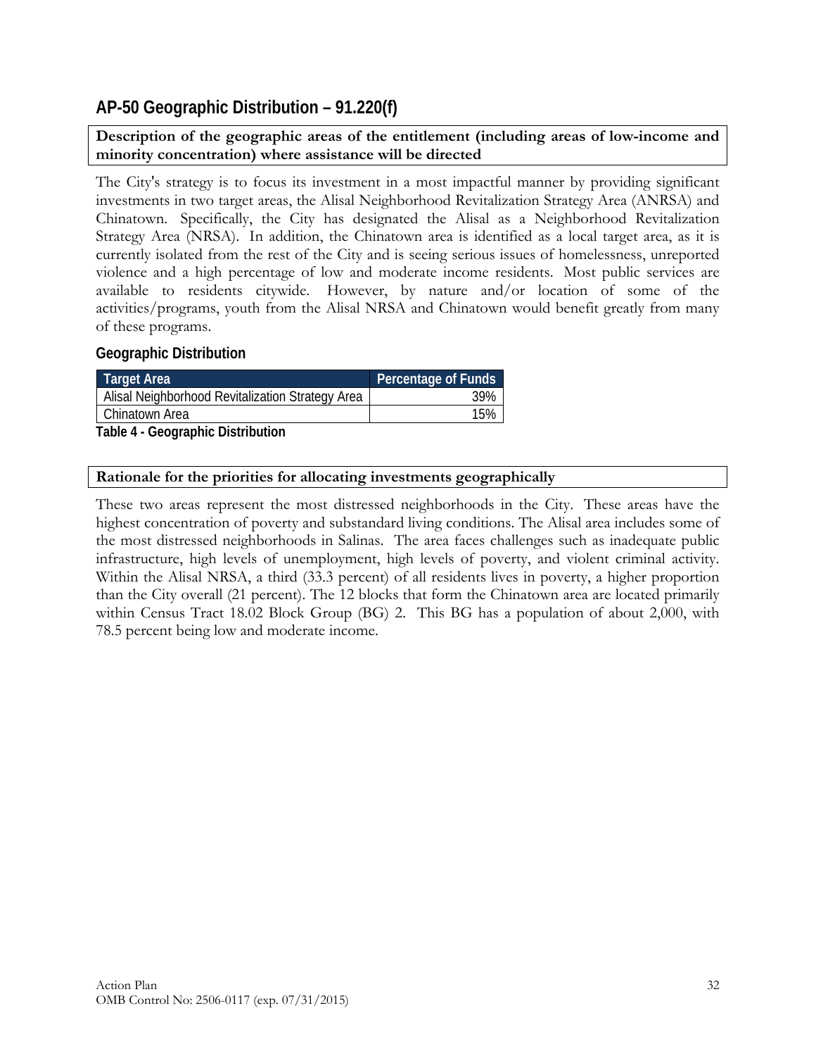## AP-50 Geographic Distribution – 91.220(f)

**Description of the geographic areas of the entitlement (including areas of low-income and minority concentration) where assistance will be directed**

The City's strategy is to focus its investment in a most impactful manner by providing significant investments in two target areas, the Alisal Neighborhood Revitalization Strategy Area (ANRSA) and Chinatown. Specifically, the City has designated the Alisal as a Neighborhood Revitalization Strategy Area (NRSA). In addition, the Chinatown area is identified as a local target area, as it is currently isolated from the rest of the City and is seeing serious issues of homelessness, unreported violence and a high percentage of low and moderate income residents. Most public services are available to residents citywide. However, by nature and/or location of some of the activities/programs, youth from the Alisal NRSA and Chinatown would benefit greatly from many of these programs.

### Geographic Distribution

| Target Area | Percentage of Funds |
|---|---|
| Alisal Neighborhood Revitalization Strategy Area | 39% |
| Chinatown Area | 15% |

**Table 4 - Geographic Distribution**

**Rationale for the priorities for allocating investments geographically**

These two areas represent the most distressed neighborhoods in the City. These areas have the highest concentration of poverty and substandard living conditions. The Alisal area includes some of the most distressed neighborhoods in Salinas. The area faces challenges such as inadequate public infrastructure, high levels of unemployment, high levels of poverty, and violent criminal activity. Within the Alisal NRSA, a third (33.3 percent) of all residents lives in poverty, a higher proportion than the City overall (21 percent). The 12 blocks that form the Chinatown area are located primarily within Census Tract 18.02 Block Group (BG) 2. This BG has a population of about 2,000, with 78.5 percent being low and moderate income.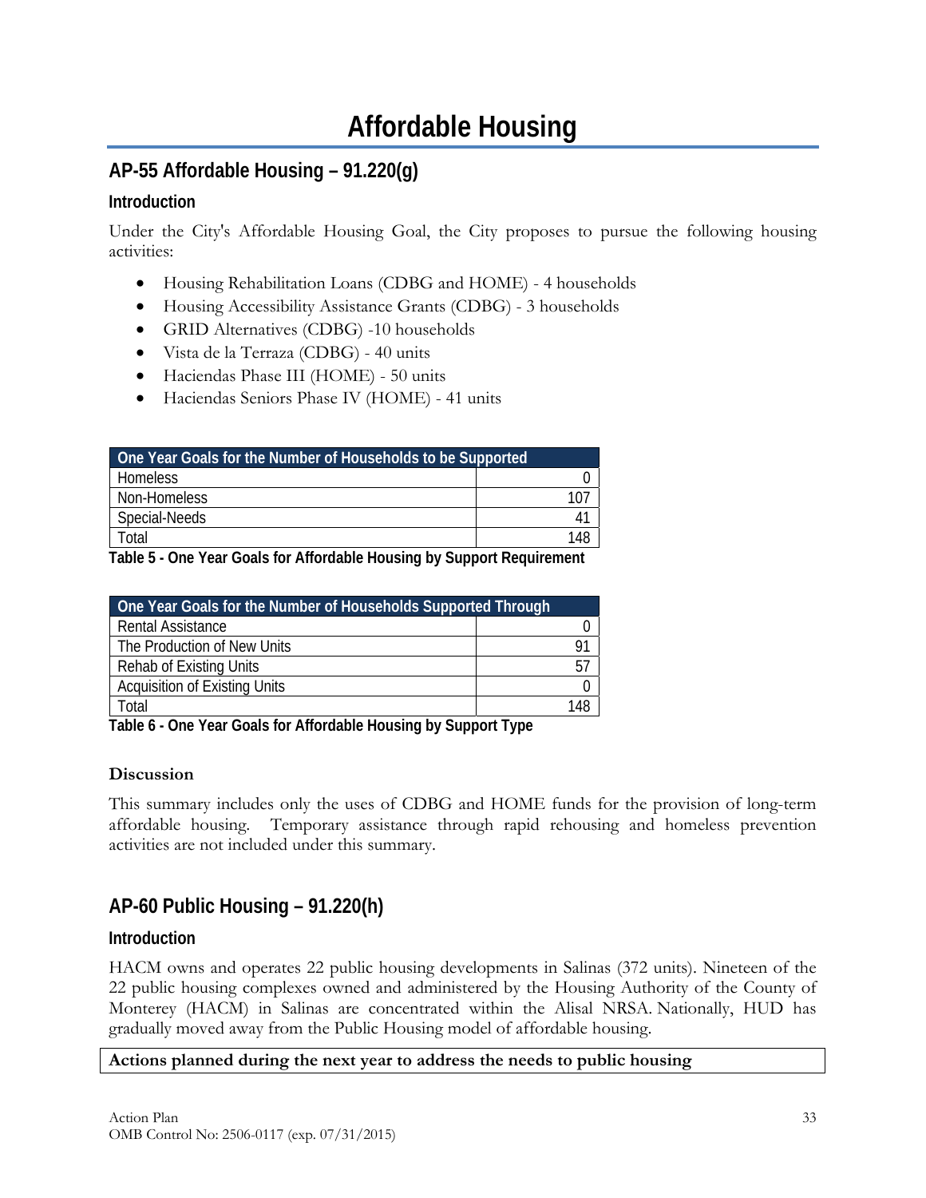# Affordable Housing

## AP-55 Affordable Housing – 91.220(g)

### Introduction

Under the City's Affordable Housing Goal, the City proposes to pursue the following housing activities:

- Housing Rehabilitation Loans (CDBG and HOME) - 4 households
- Housing Accessibility Assistance Grants (CDBG) - 3 households
- GRID Alternatives (CDBG) -10 households
- Vista de la Terraza (CDBG) - 40 units
- Haciendas Phase III (HOME) - 50 units
- Haciendas Seniors Phase IV (HOME) - 41 units

| One Year Goals for the Number of Households to be Supported | |
|---|---|
| Homeless | 0 |
| Non-Homeless | 107 |
| Special-Needs | 41 |
| Total | 148 |

**Table 5 - One Year Goals for Affordable Housing by Support Requirement**

| One Year Goals for the Number of Households Supported Through | |
|---|---|
| Rental Assistance | 0 |
| The Production of New Units | 91 |
| Rehab of Existing Units | 57 |
| Acquisition of Existing Units | 0 |
| Total | 148 |

**Table 6 - One Year Goals for Affordable Housing by Support Type**

**Discussion**

This summary includes only the uses of CDBG and HOME funds for the provision of long-term affordable housing. Temporary assistance through rapid rehousing and homeless prevention activities are not included under this summary.

## AP-60 Public Housing – 91.220(h)

### Introduction

HACM owns and operates 22 public housing developments in Salinas (372 units). Nineteen of the 22 public housing complexes owned and administered by the Housing Authority of the County of Monterey (HACM) in Salinas are concentrated within the Alisal NRSA. Nationally, HUD has gradually moved away from the Public Housing model of affordable housing.

**Actions planned during the next year to address the needs to public housing**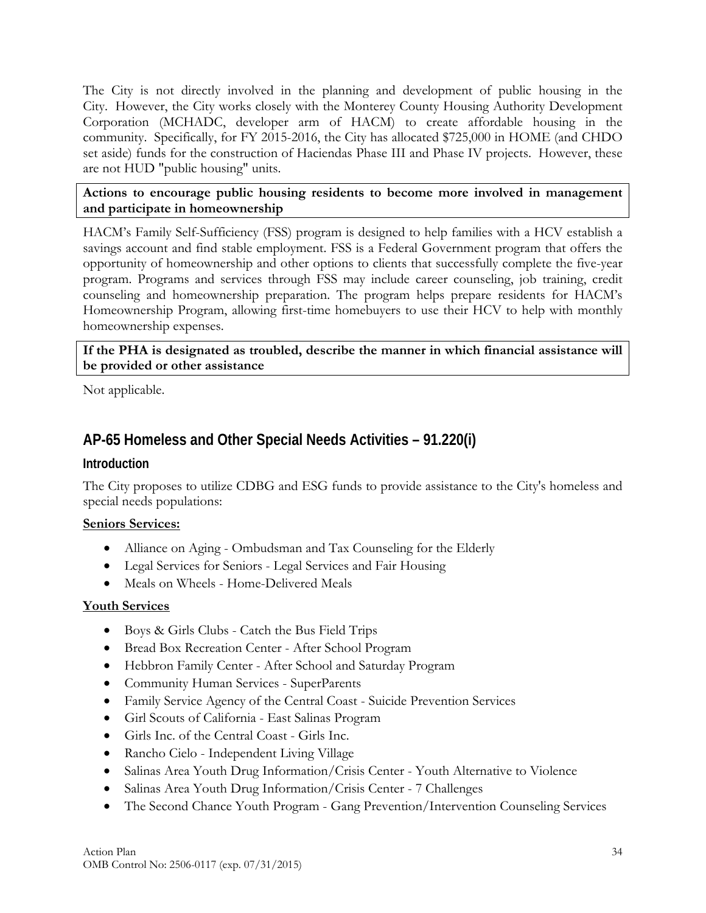The City is not directly involved in the planning and development of public housing in the City. However, the City works closely with the Monterey County Housing Authority Development Corporation (MCHADC, developer arm of HACM) to create affordable housing in the community. Specifically, for FY 2015-2016, the City has allocated $725,000 in HOME (and CHDO set aside) funds for the construction of Haciendas Phase III and Phase IV projects. However, these are not HUD "public housing" units.

**Actions to encourage public housing residents to become more involved in management and participate in homeownership**

HACM's Family Self-Sufficiency (FSS) program is designed to help families with a HCV establish a savings account and find stable employment. FSS is a Federal Government program that offers the opportunity of homeownership and other options to clients that successfully complete the five-year program. Programs and services through FSS may include career counseling, job training, credit counseling and homeownership preparation. The program helps prepare residents for HACM's Homeownership Program, allowing first-time homebuyers to use their HCV to help with monthly homeownership expenses.

**If the PHA is designated as troubled, describe the manner in which financial assistance will be provided or other assistance**

Not applicable.

## AP-65 Homeless and Other Special Needs Activities – 91.220(i)

### Introduction

The City proposes to utilize CDBG and ESG funds to provide assistance to the City's homeless and special needs populations:

**Seniors Services:**

- Alliance on Aging - Ombudsman and Tax Counseling for the Elderly
- Legal Services for Seniors - Legal Services and Fair Housing
- Meals on Wheels - Home-Delivered Meals

**Youth Services**

- Boys & Girls Clubs - Catch the Bus Field Trips
- Bread Box Recreation Center - After School Program
- Hebbron Family Center - After School and Saturday Program
- Community Human Services - SuperParents
- Family Service Agency of the Central Coast - Suicide Prevention Services
- Girl Scouts of California - East Salinas Program
- Girls Inc. of the Central Coast - Girls Inc.
- Rancho Cielo - Independent Living Village
- Salinas Area Youth Drug Information/Crisis Center - Youth Alternative to Violence
- Salinas Area Youth Drug Information/Crisis Center - 7 Challenges
- The Second Chance Youth Program - Gang Prevention/Intervention Counseling Services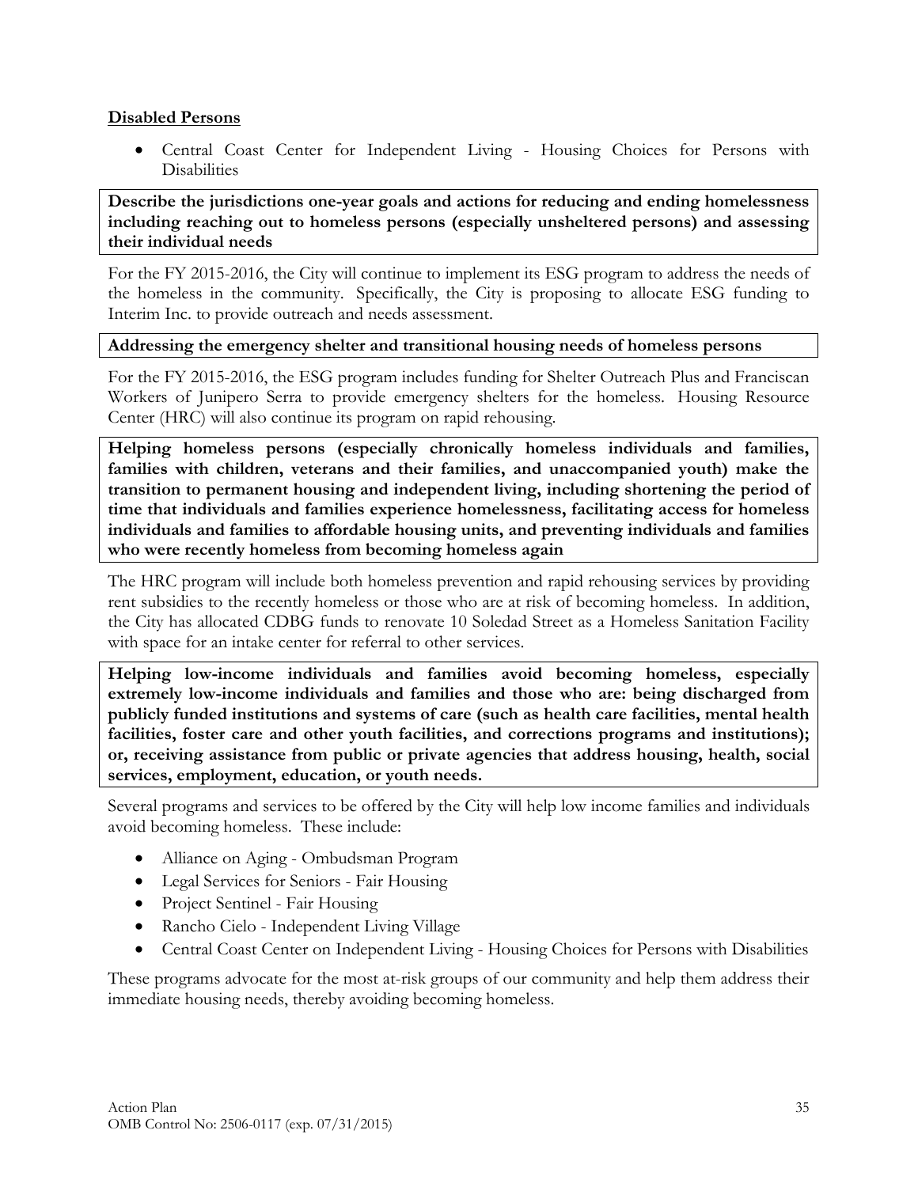**Disabled Persons**

- Central Coast Center for Independent Living - Housing Choices for Persons with Disabilities

**Describe the jurisdictions one-year goals and actions for reducing and ending homelessness including reaching out to homeless persons (especially unsheltered persons) and assessing their individual needs**

For the FY 2015-2016, the City will continue to implement its ESG program to address the needs of the homeless in the community. Specifically, the City is proposing to allocate ESG funding to Interim Inc. to provide outreach and needs assessment.

**Addressing the emergency shelter and transitional housing needs of homeless persons**

For the FY 2015-2016, the ESG program includes funding for Shelter Outreach Plus and Franciscan Workers of Junipero Serra to provide emergency shelters for the homeless. Housing Resource Center (HRC) will also continue its program on rapid rehousing.

**Helping homeless persons (especially chronically homeless individuals and families, families with children, veterans and their families, and unaccompanied youth) make the transition to permanent housing and independent living, including shortening the period of time that individuals and families experience homelessness, facilitating access for homeless individuals and families to affordable housing units, and preventing individuals and families who were recently homeless from becoming homeless again**

The HRC program will include both homeless prevention and rapid rehousing services by providing rent subsidies to the recently homeless or those who are at risk of becoming homeless. In addition, the City has allocated CDBG funds to renovate 10 Soledad Street as a Homeless Sanitation Facility with space for an intake center for referral to other services.

**Helping low-income individuals and families avoid becoming homeless, especially extremely low-income individuals and families and those who are: being discharged from publicly funded institutions and systems of care (such as health care facilities, mental health facilities, foster care and other youth facilities, and corrections programs and institutions); or, receiving assistance from public or private agencies that address housing, health, social services, employment, education, or youth needs.**

Several programs and services to be offered by the City will help low income families and individuals avoid becoming homeless. These include:

- Alliance on Aging - Ombudsman Program
- Legal Services for Seniors - Fair Housing
- Project Sentinel - Fair Housing
- Rancho Cielo - Independent Living Village
- Central Coast Center on Independent Living - Housing Choices for Persons with Disabilities

These programs advocate for the most at-risk groups of our community and help them address their immediate housing needs, thereby avoiding becoming homeless.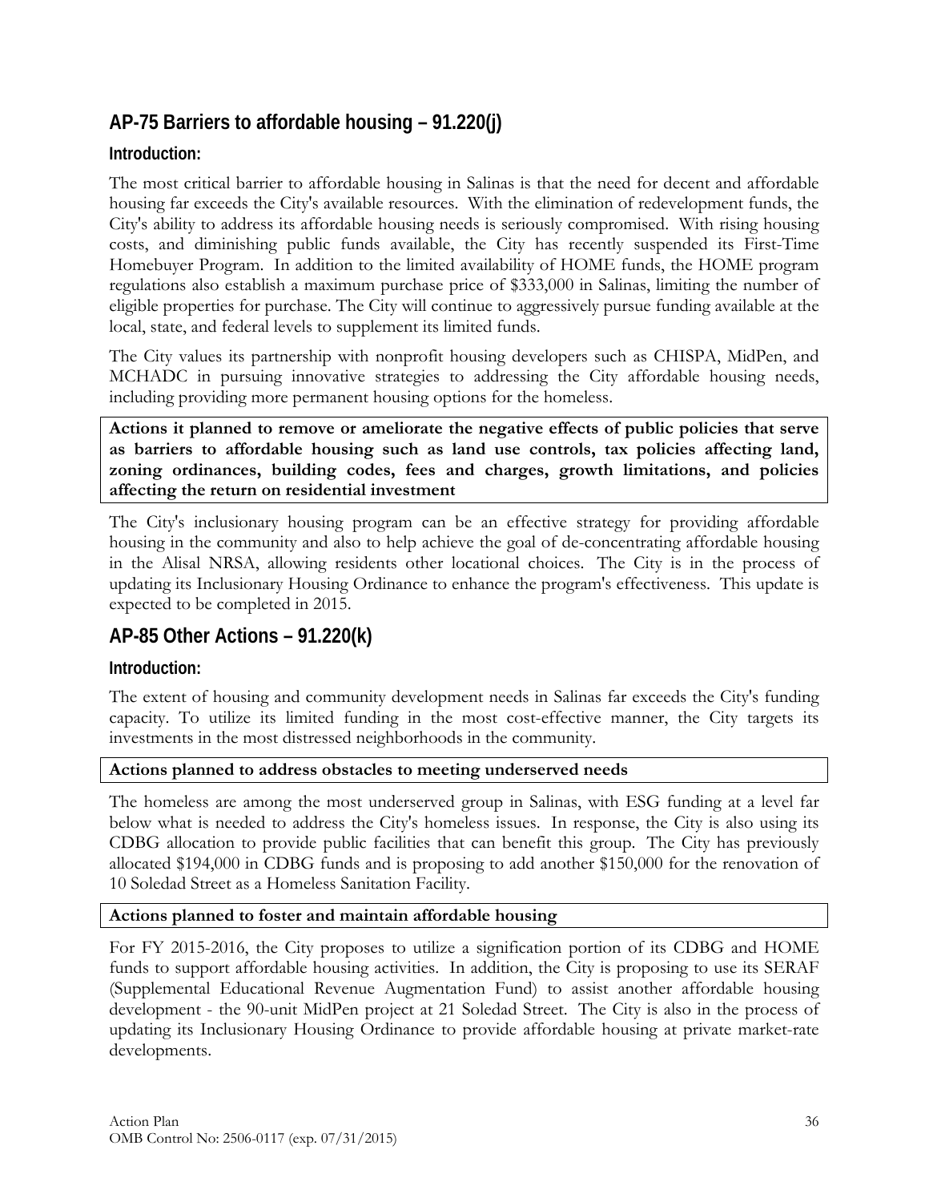## AP-75 Barriers to affordable housing – 91.220(j)

### Introduction:

The most critical barrier to affordable housing in Salinas is that the need for decent and affordable housing far exceeds the City's available resources. With the elimination of redevelopment funds, the City's ability to address its affordable housing needs is seriously compromised. With rising housing costs, and diminishing public funds available, the City has recently suspended its First-Time Homebuyer Program. In addition to the limited availability of HOME funds, the HOME program regulations also establish a maximum purchase price of $333,000 in Salinas, limiting the number of eligible properties for purchase. The City will continue to aggressively pursue funding available at the local, state, and federal levels to supplement its limited funds.

The City values its partnership with nonprofit housing developers such as CHISPA, MidPen, and MCHADC in pursuing innovative strategies to addressing the City affordable housing needs, including providing more permanent housing options for the homeless.

**Actions it planned to remove or ameliorate the negative effects of public policies that serve as barriers to affordable housing such as land use controls, tax policies affecting land, zoning ordinances, building codes, fees and charges, growth limitations, and policies affecting the return on residential investment**

The City's inclusionary housing program can be an effective strategy for providing affordable housing in the community and also to help achieve the goal of de-concentrating affordable housing in the Alisal NRSA, allowing residents other locational choices. The City is in the process of updating its Inclusionary Housing Ordinance to enhance the program's effectiveness. This update is expected to be completed in 2015.

## AP-85 Other Actions – 91.220(k)

### Introduction:

The extent of housing and community development needs in Salinas far exceeds the City's funding capacity. To utilize its limited funding in the most cost-effective manner, the City targets its investments in the most distressed neighborhoods in the community.

**Actions planned to address obstacles to meeting underserved needs**

The homeless are among the most underserved group in Salinas, with ESG funding at a level far below what is needed to address the City's homeless issues. In response, the City is also using its CDBG allocation to provide public facilities that can benefit this group. The City has previously allocated $194,000 in CDBG funds and is proposing to add another $150,000 for the renovation of 10 Soledad Street as a Homeless Sanitation Facility.

**Actions planned to foster and maintain affordable housing**

For FY 2015-2016, the City proposes to utilize a signification portion of its CDBG and HOME funds to support affordable housing activities. In addition, the City is proposing to use its SERAF (Supplemental Educational Revenue Augmentation Fund) to assist another affordable housing development - the 90-unit MidPen project at 21 Soledad Street. The City is also in the process of updating its Inclusionary Housing Ordinance to provide affordable housing at private market-rate developments.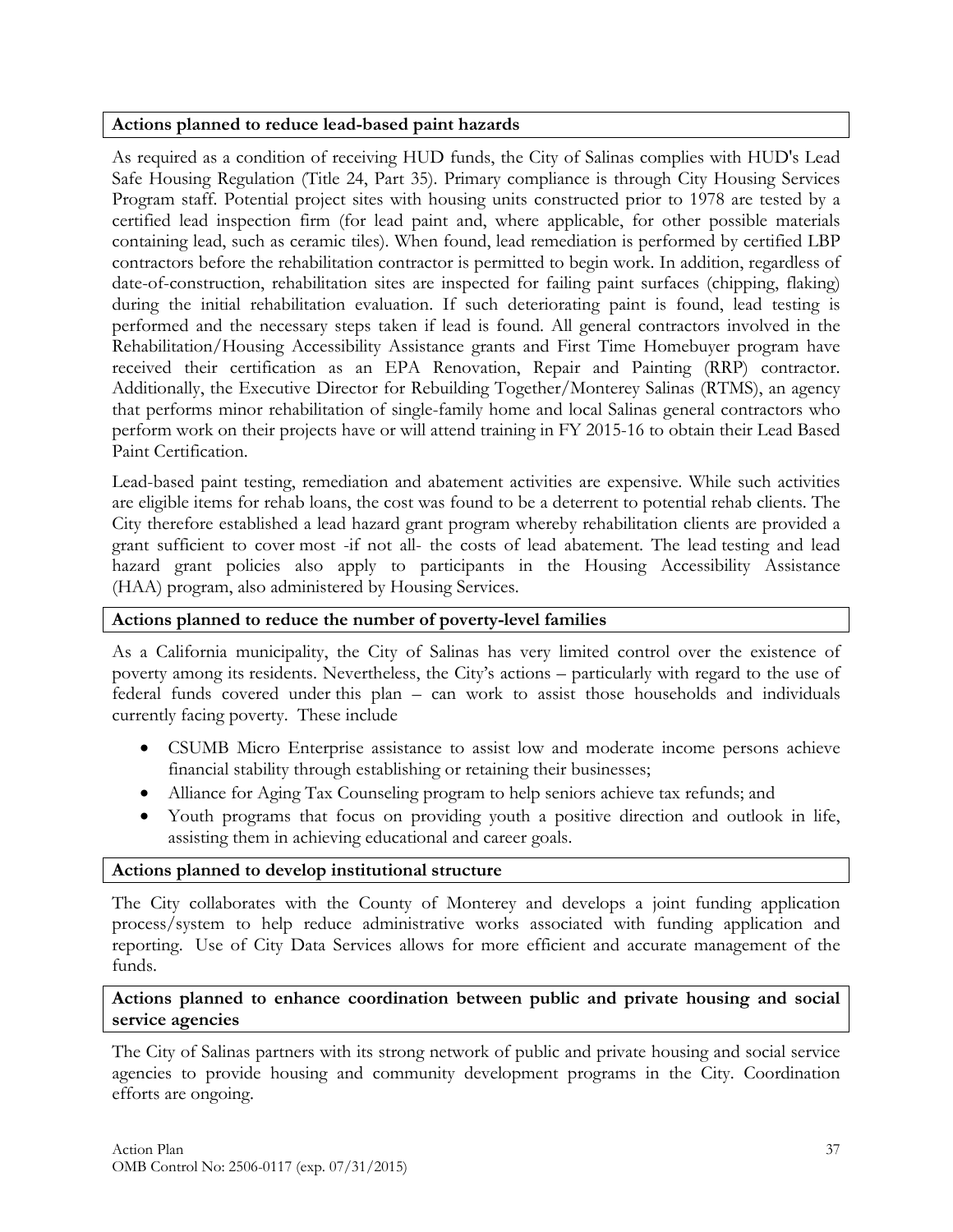**Actions planned to reduce lead-based paint hazards**

As required as a condition of receiving HUD funds, the City of Salinas complies with HUD's Lead Safe Housing Regulation (Title 24, Part 35). Primary compliance is through City Housing Services Program staff. Potential project sites with housing units constructed prior to 1978 are tested by a certified lead inspection firm (for lead paint and, where applicable, for other possible materials containing lead, such as ceramic tiles). When found, lead remediation is performed by certified LBP contractors before the rehabilitation contractor is permitted to begin work. In addition, regardless of date-of-construction, rehabilitation sites are inspected for failing paint surfaces (chipping, flaking) during the initial rehabilitation evaluation. If such deteriorating paint is found, lead testing is performed and the necessary steps taken if lead is found. All general contractors involved in the Rehabilitation/Housing Accessibility Assistance grants and First Time Homebuyer program have received their certification as an EPA Renovation, Repair and Painting (RRP) contractor. Additionally, the Executive Director for Rebuilding Together/Monterey Salinas (RTMS), an agency that performs minor rehabilitation of single-family home and local Salinas general contractors who perform work on their projects have or will attend training in FY 2015-16 to obtain their Lead Based Paint Certification.

Lead-based paint testing, remediation and abatement activities are expensive. While such activities are eligible items for rehab loans, the cost was found to be a deterrent to potential rehab clients. The City therefore established a lead hazard grant program whereby rehabilitation clients are provided a grant sufficient to cover most -if not all- the costs of lead abatement. The lead testing and lead hazard grant policies also apply to participants in the Housing Accessibility Assistance (HAA) program, also administered by Housing Services.

**Actions planned to reduce the number of poverty-level families**

As a California municipality, the City of Salinas has very limited control over the existence of poverty among its residents. Nevertheless, the City's actions – particularly with regard to the use of federal funds covered under this plan – can work to assist those households and individuals currently facing poverty. These include

- CSUMB Micro Enterprise assistance to assist low and moderate income persons achieve financial stability through establishing or retaining their businesses;
- Alliance for Aging Tax Counseling program to help seniors achieve tax refunds; and
- Youth programs that focus on providing youth a positive direction and outlook in life, assisting them in achieving educational and career goals.

**Actions planned to develop institutional structure**

The City collaborates with the County of Monterey and develops a joint funding application process/system to help reduce administrative works associated with funding application and reporting. Use of City Data Services allows for more efficient and accurate management of the funds.

**Actions planned to enhance coordination between public and private housing and social service agencies**

The City of Salinas partners with its strong network of public and private housing and social service agencies to provide housing and community development programs in the City. Coordination efforts are ongoing.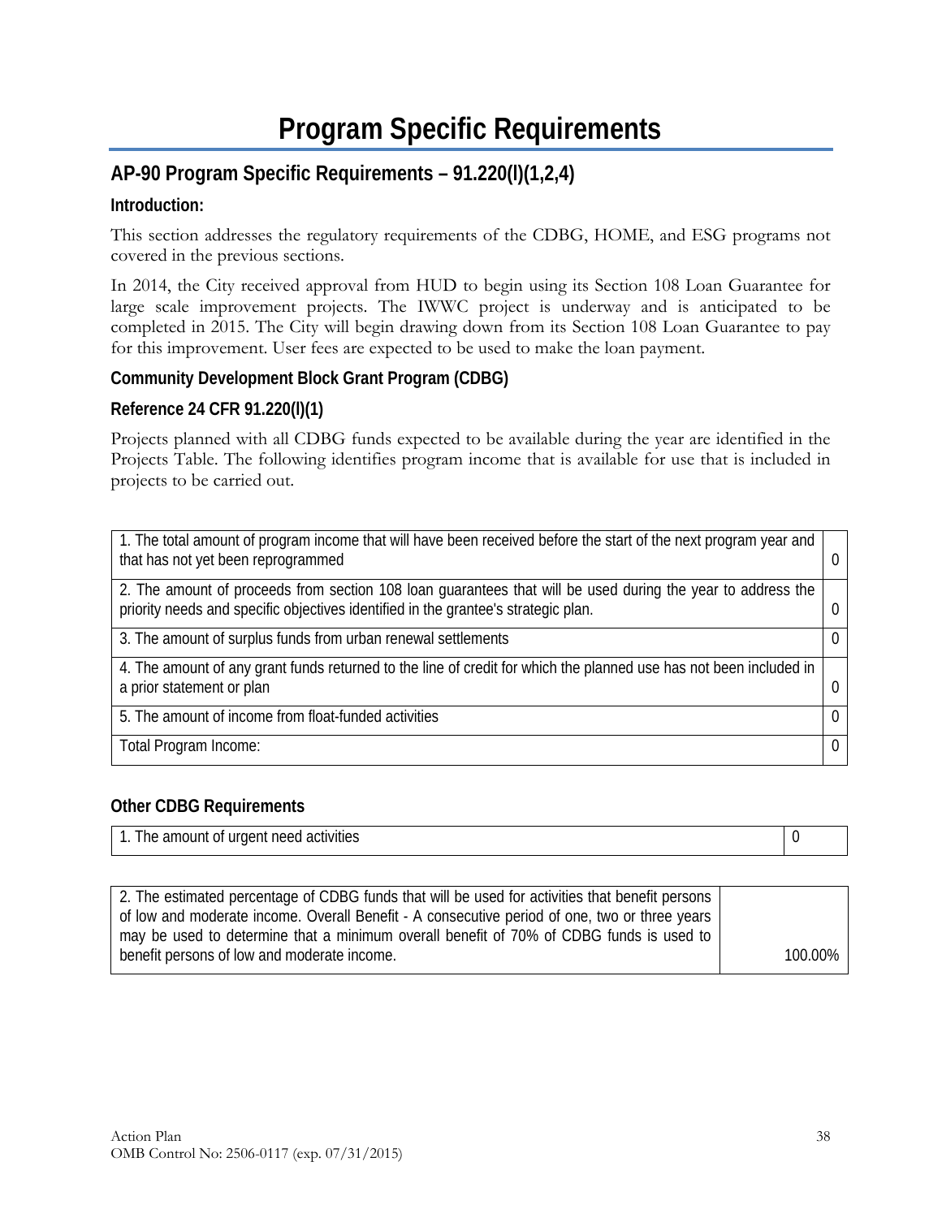# Program Specific Requirements

## AP-90 Program Specific Requirements – 91.220(l)(1,2,4)

**Introduction:**

This section addresses the regulatory requirements of the CDBG, HOME, and ESG programs not covered in the previous sections.

In 2014, the City received approval from HUD to begin using its Section 108 Loan Guarantee for large scale improvement projects. The IWWC project is underway and is anticipated to be completed in 2015. The City will begin drawing down from its Section 108 Loan Guarantee to pay for this improvement. User fees are expected to be used to make the loan payment.

**Community Development Block Grant Program (CDBG)**

**Reference 24 CFR 91.220(l)(1)**

Projects planned with all CDBG funds expected to be available during the year are identified in the Projects Table. The following identifies program income that is available for use that is included in projects to be carried out.

| | |
|---|---|
| 1. The total amount of program income that will have been received before the start of the next program year and that has not yet been reprogrammed | 0 |
| 2. The amount of proceeds from section 108 loan guarantees that will be used during the year to address the priority needs and specific objectives identified in the grantee's strategic plan. | 0 |
| 3. The amount of surplus funds from urban renewal settlements | 0 |
| 4. The amount of any grant funds returned to the line of credit for which the planned use has not been included in a prior statement or plan | 0 |
| 5. The amount of income from float-funded activities | 0 |
| Total Program Income: | 0 |

**Other CDBG Requirements**

| | |
|---|---|
| 1. The amount of urgent need activities | 0 |

| | |
|---|---|
| 2. The estimated percentage of CDBG funds that will be used for activities that benefit persons of low and moderate income. Overall Benefit - A consecutive period of one, two or three years may be used to determine that a minimum overall benefit of 70% of CDBG funds is used to benefit persons of low and moderate income. | 100.00% |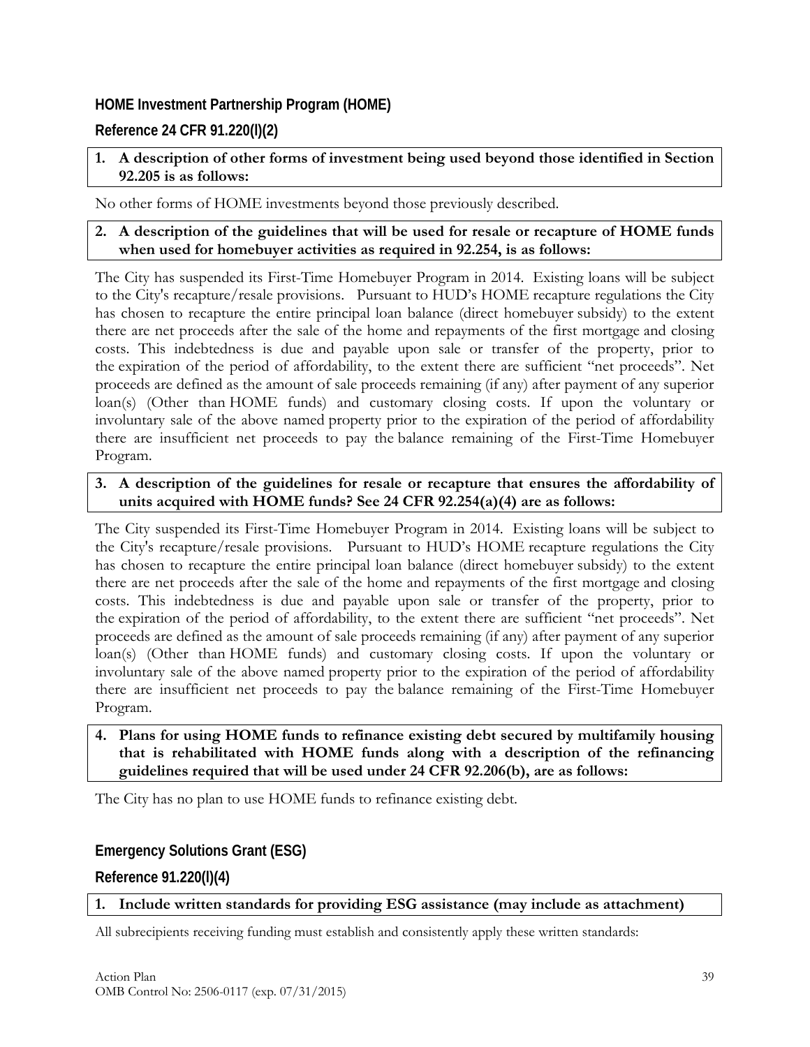## HOME Investment Partnership Program (HOME)

### Reference 24 CFR 91.220(l)(2)

**1. A description of other forms of investment being used beyond those identified in Section 92.205 is as follows:**

No other forms of HOME investments beyond those previously described.

**2. A description of the guidelines that will be used for resale or recapture of HOME funds when used for homebuyer activities as required in 92.254, is as follows:**

The City has suspended its First-Time Homebuyer Program in 2014. Existing loans will be subject to the City's recapture/resale provisions. Pursuant to HUD's HOME recapture regulations the City has chosen to recapture the entire principal loan balance (direct homebuyer subsidy) to the extent there are net proceeds after the sale of the home and repayments of the first mortgage and closing costs. This indebtedness is due and payable upon sale or transfer of the property, prior to the expiration of the period of affordability, to the extent there are sufficient "net proceeds". Net proceeds are defined as the amount of sale proceeds remaining (if any) after payment of any superior loan(s) (Other than HOME funds) and customary closing costs. If upon the voluntary or involuntary sale of the above named property prior to the expiration of the period of affordability there are insufficient net proceeds to pay the balance remaining of the First-Time Homebuyer Program.

**3. A description of the guidelines for resale or recapture that ensures the affordability of units acquired with HOME funds? See 24 CFR 92.254(a)(4) are as follows:**

The City suspended its First-Time Homebuyer Program in 2014. Existing loans will be subject to the City's recapture/resale provisions. Pursuant to HUD's HOME recapture regulations the City has chosen to recapture the entire principal loan balance (direct homebuyer subsidy) to the extent there are net proceeds after the sale of the home and repayments of the first mortgage and closing costs. This indebtedness is due and payable upon sale or transfer of the property, prior to the expiration of the period of affordability, to the extent there are sufficient "net proceeds". Net proceeds are defined as the amount of sale proceeds remaining (if any) after payment of any superior loan(s) (Other than HOME funds) and customary closing costs. If upon the voluntary or involuntary sale of the above named property prior to the expiration of the period of affordability there are insufficient net proceeds to pay the balance remaining of the First-Time Homebuyer Program.

**4. Plans for using HOME funds to refinance existing debt secured by multifamily housing that is rehabilitated with HOME funds along with a description of the refinancing guidelines required that will be used under 24 CFR 92.206(b), are as follows:**

The City has no plan to use HOME funds to refinance existing debt.

## Emergency Solutions Grant (ESG)

### Reference 91.220(l)(4)

**1. Include written standards for providing ESG assistance (may include as attachment)**

All subrecipients receiving funding must establish and consistently apply these written standards: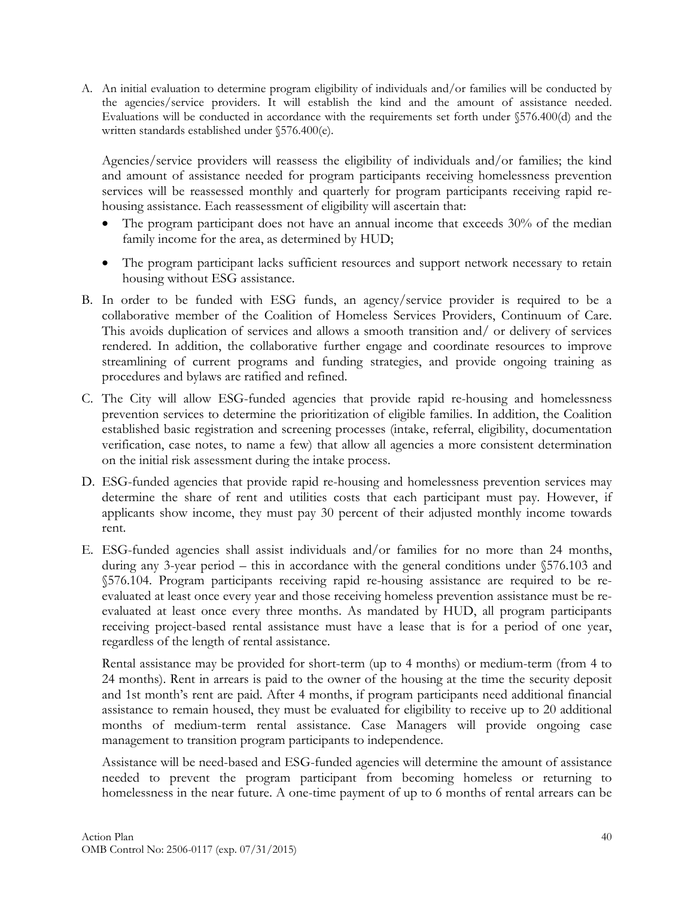A. An initial evaluation to determine program eligibility of individuals and/or families will be conducted by the agencies/service providers. It will establish the kind and the amount of assistance needed. Evaluations will be conducted in accordance with the requirements set forth under §576.400(d) and the written standards established under §576.400(e).

   Agencies/service providers will reassess the eligibility of individuals and/or families; the kind and amount of assistance needed for program participants receiving homelessness prevention services will be reassessed monthly and quarterly for program participants receiving rapid re-housing assistance. Each reassessment of eligibility will ascertain that:

   - The program participant does not have an annual income that exceeds 30% of the median family income for the area, as determined by HUD;
   - The program participant lacks sufficient resources and support network necessary to retain housing without ESG assistance.

B. In order to be funded with ESG funds, an agency/service provider is required to be a collaborative member of the Coalition of Homeless Services Providers, Continuum of Care. This avoids duplication of services and allows a smooth transition and/ or delivery of services rendered. In addition, the collaborative further engage and coordinate resources to improve streamlining of current programs and funding strategies, and provide ongoing training as procedures and bylaws are ratified and refined.

C. The City will allow ESG-funded agencies that provide rapid re-housing and homelessness prevention services to determine the prioritization of eligible families. In addition, the Coalition established basic registration and screening processes (intake, referral, eligibility, documentation verification, case notes, to name a few) that allow all agencies a more consistent determination on the initial risk assessment during the intake process.

D. ESG-funded agencies that provide rapid re-housing and homelessness prevention services may determine the share of rent and utilities costs that each participant must pay. However, if applicants show income, they must pay 30 percent of their adjusted monthly income towards rent.

E. ESG-funded agencies shall assist individuals and/or families for no more than 24 months, during any 3-year period – this in accordance with the general conditions under §576.103 and §576.104. Program participants receiving rapid re-housing assistance are required to be re-evaluated at least once every year and those receiving homeless prevention assistance must be re-evaluated at least once every three months. As mandated by HUD, all program participants receiving project-based rental assistance must have a lease that is for a period of one year, regardless of the length of rental assistance.

   Rental assistance may be provided for short-term (up to 4 months) or medium-term (from 4 to 24 months). Rent in arrears is paid to the owner of the housing at the time the security deposit and 1st month's rent are paid. After 4 months, if program participants need additional financial assistance to remain housed, they must be evaluated for eligibility to receive up to 20 additional months of medium-term rental assistance. Case Managers will provide ongoing case management to transition program participants to independence.

   Assistance will be need-based and ESG-funded agencies will determine the amount of assistance needed to prevent the program participant from becoming homeless or returning to homelessness in the near future. A one-time payment of up to 6 months of rental arrears can be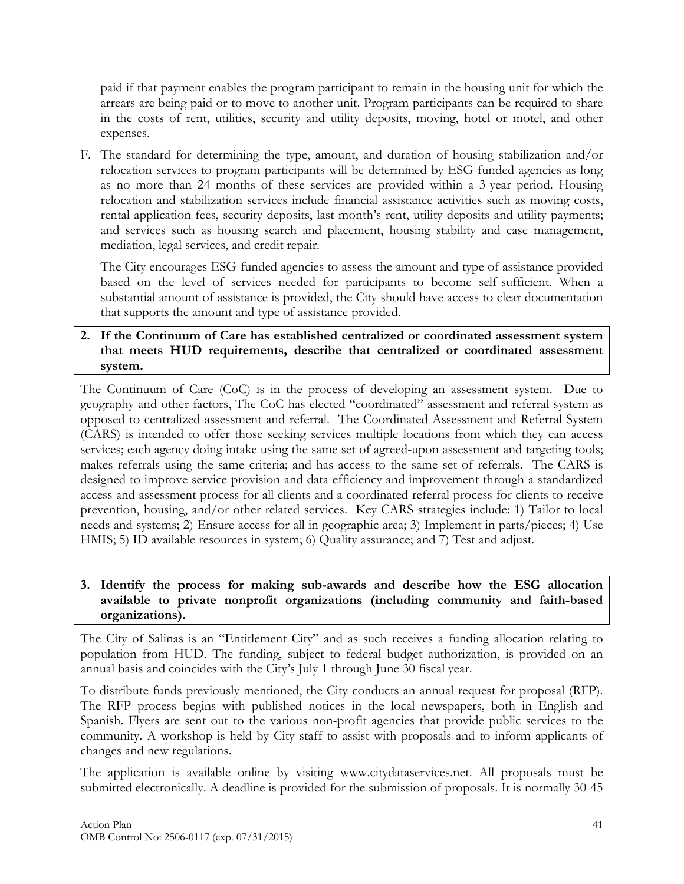paid if that payment enables the program participant to remain in the housing unit for which the arrears are being paid or to move to another unit. Program participants can be required to share in the costs of rent, utilities, security and utility deposits, moving, hotel or motel, and other expenses.

F. The standard for determining the type, amount, and duration of housing stabilization and/or relocation services to program participants will be determined by ESG-funded agencies as long as no more than 24 months of these services are provided within a 3-year period. Housing relocation and stabilization services include financial assistance activities such as moving costs, rental application fees, security deposits, last month's rent, utility deposits and utility payments; and services such as housing search and placement, housing stability and case management, mediation, legal services, and credit repair.

   The City encourages ESG-funded agencies to assess the amount and type of assistance provided based on the level of services needed for participants to become self-sufficient. When a substantial amount of assistance is provided, the City should have access to clear documentation that supports the amount and type of assistance provided.

**2. If the Continuum of Care has established centralized or coordinated assessment system that meets HUD requirements, describe that centralized or coordinated assessment system.**

The Continuum of Care (CoC) is in the process of developing an assessment system. Due to geography and other factors, The CoC has elected "coordinated" assessment and referral system as opposed to centralized assessment and referral. The Coordinated Assessment and Referral System (CARS) is intended to offer those seeking services multiple locations from which they can access services; each agency doing intake using the same set of agreed-upon assessment and targeting tools; makes referrals using the same criteria; and has access to the same set of referrals. The CARS is designed to improve service provision and data efficiency and improvement through a standardized access and assessment process for all clients and a coordinated referral process for clients to receive prevention, housing, and/or other related services. Key CARS strategies include: 1) Tailor to local needs and systems; 2) Ensure access for all in geographic area; 3) Implement in parts/pieces; 4) Use HMIS; 5) ID available resources in system; 6) Quality assurance; and 7) Test and adjust.

**3. Identify the process for making sub-awards and describe how the ESG allocation available to private nonprofit organizations (including community and faith-based organizations).**

The City of Salinas is an "Entitlement City" and as such receives a funding allocation relating to population from HUD. The funding, subject to federal budget authorization, is provided on an annual basis and coincides with the City's July 1 through June 30 fiscal year.

To distribute funds previously mentioned, the City conducts an annual request for proposal (RFP). The RFP process begins with published notices in the local newspapers, both in English and Spanish. Flyers are sent out to the various non-profit agencies that provide public services to the community. A workshop is held by City staff to assist with proposals and to inform applicants of changes and new regulations.

The application is available online by visiting www.citydataservices.net. All proposals must be submitted electronically. A deadline is provided for the submission of proposals. It is normally 30-45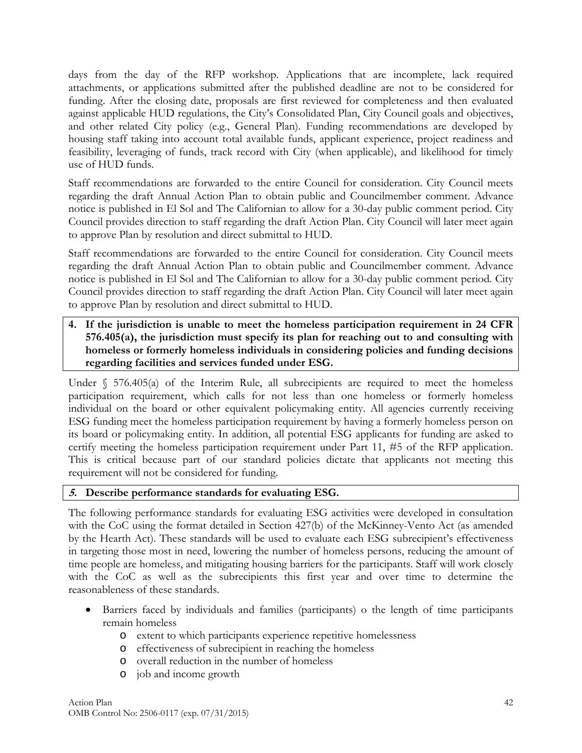days from the day of the RFP workshop. Applications that are incomplete, lack required attachments, or applications submitted after the published deadline are not to be considered for funding. After the closing date, proposals are first reviewed for completeness and then evaluated against applicable HUD regulations, the City's Consolidated Plan, City Council goals and objectives, and other related City policy (e.g., General Plan). Funding recommendations are developed by housing staff taking into account total available funds, applicant experience, project readiness and feasibility, leveraging of funds, track record with City (when applicable), and likelihood for timely use of HUD funds.

Staff recommendations are forwarded to the entire Council for consideration. City Council meets regarding the draft Annual Action Plan to obtain public and Councilmember comment. Advance notice is published in El Sol and The Californian to allow for a 30-day public comment period. City Council provides direction to staff regarding the draft Action Plan. City Council will later meet again to approve Plan by resolution and direct submittal to HUD.

Staff recommendations are forwarded to the entire Council for consideration. City Council meets regarding the draft Annual Action Plan to obtain public and Councilmember comment. Advance notice is published in El Sol and The Californian to allow for a 30-day public comment period. City Council provides direction to staff regarding the draft Action Plan. City Council will later meet again to approve Plan by resolution and direct submittal to HUD.

**4. If the jurisdiction is unable to meet the homeless participation requirement in 24 CFR 576.405(a), the jurisdiction must specify its plan for reaching out to and consulting with homeless or formerly homeless individuals in considering policies and funding decisions regarding facilities and services funded under ESG.**

Under § 576.405(a) of the Interim Rule, all subrecipients are required to meet the homeless participation requirement, which calls for not less than one homeless or formerly homeless individual on the board or other equivalent policymaking entity. All agencies currently receiving ESG funding meet the homeless participation requirement by having a formerly homeless person on its board or policymaking entity. In addition, all potential ESG applicants for funding are asked to certify meeting the homeless participation requirement under Part 11, #5 of the RFP application. This is critical because part of our standard policies dictate that applicants not meeting this requirement will not be considered for funding.

***5.* Describe performance standards for evaluating ESG.**

The following performance standards for evaluating ESG activities were developed in consultation with the CoC using the format detailed in Section 427(b) of the McKinney-Vento Act (as amended by the Hearth Act). These standards will be used to evaluate each ESG subrecipient's effectiveness in targeting those most in need, lowering the number of homeless persons, reducing the amount of time people are homeless, and mitigating housing barriers for the participants. Staff will work closely with the CoC as well as the subrecipients this first year and over time to determine the reasonableness of these standards.

- Barriers faced by individuals and families (participants) o the length of time participants remain homeless
  - extent to which participants experience repetitive homelessness
  - effectiveness of subrecipient in reaching the homeless
  - overall reduction in the number of homeless
  - job and income growth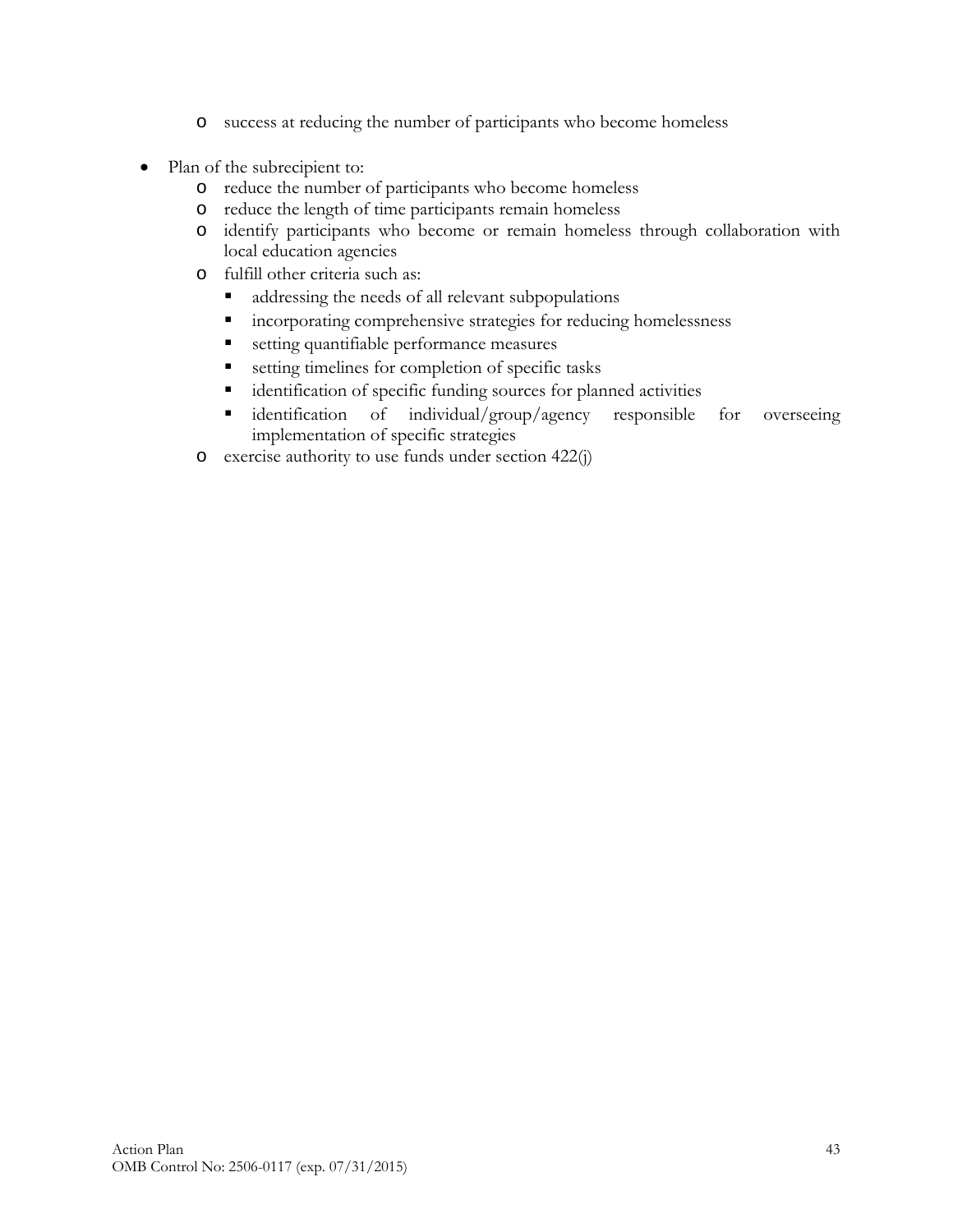- success at reducing the number of participants who become homeless

- Plan of the subrecipient to:
  - reduce the number of participants who become homeless
  - reduce the length of time participants remain homeless
  - identify participants who become or remain homeless through collaboration with local education agencies
  - fulfill other criteria such as:
    - addressing the needs of all relevant subpopulations
    - incorporating comprehensive strategies for reducing homelessness
    - setting quantifiable performance measures
    - setting timelines for completion of specific tasks
    - identification of specific funding sources for planned activities
    - identification of individual/group/agency responsible for overseeing implementation of specific strategies
  - exercise authority to use funds under section 422(j)